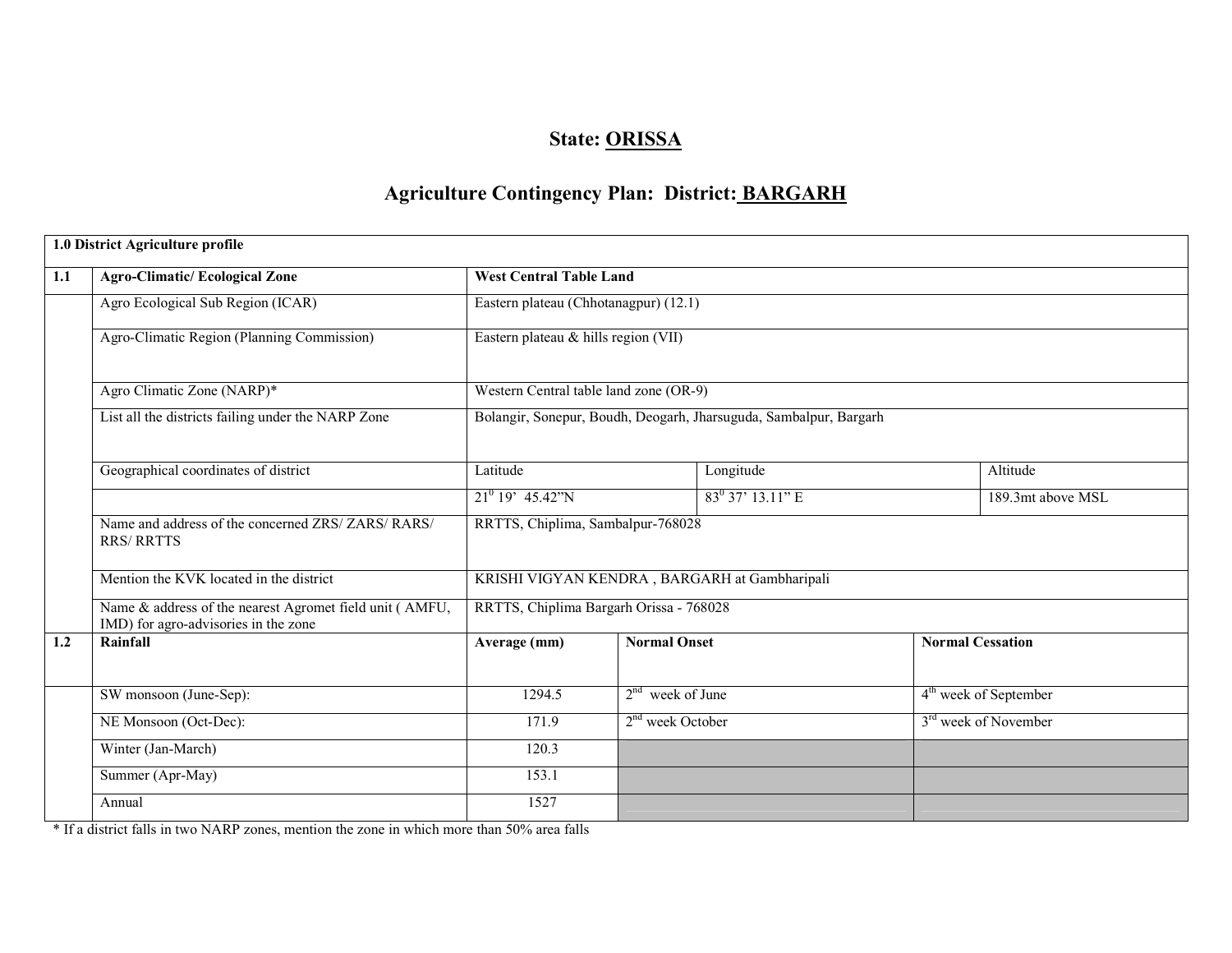# State: ORISSA

## Agriculture Contingency Plan: District: BARGARH

| **1.0 District Agriculture profile** | | | | |
|---|---|---|---|---|
| **1.1** | **Agro-Climatic/ Ecological Zone** | **West Central Table Land** | | |
| | Agro Ecological Sub Region (ICAR) | Eastern plateau (Chhotanagpur) (12.1) | | |
| | Agro-Climatic Region (Planning Commission) | Eastern plateau & hills region (VII) | | |
| | Agro Climatic Zone (NARP)* | Western Central table land zone (OR-9) | | |
| | List all the districts failing under the NARP Zone | Bolangir, Sonepur, Boudh, Deogarh, Jharsuguda, Sambalpur, Bargarh | | |
| | Geographical coordinates of district | Latitude | Longitude | Altitude |
| | | 21° 19' 45.42"N | 83° 37' 13.11" E | 189.3mt above MSL |
| | Name and address of the concerned ZRS/ ZARS/ RARS/ RRS/ RRTTS | RRTTS, Chiplima, Sambalpur-768028 | | |
| | Mention the KVK located in the district | KRISHI VIGYAN KENDRA , BARGARH at Gambharipali | | |
| | Name & address of the nearest Agromet field unit ( AMFU, IMD) for agro-advisories in the zone | RRTTS, Chiplima Bargarh Orissa - 768028 | | |
| **1.2** | **Rainfall** | **Average (mm)** | **Normal Onset** | **Normal Cessation** |
| | SW monsoon (June-Sep): | 1294.5 | 2nd week of June | 4th week of September |
| | NE Monsoon (Oct-Dec): | 171.9 | 2nd week October | 3rd week of November |
| | Winter (Jan-March) | 120.3 | | |
| | Summer (Apr-May) | 153.1 | | |
| | Annual | 1527 | | |

* If a district falls in two NARP zones, mention the zone in which more than 50% area falls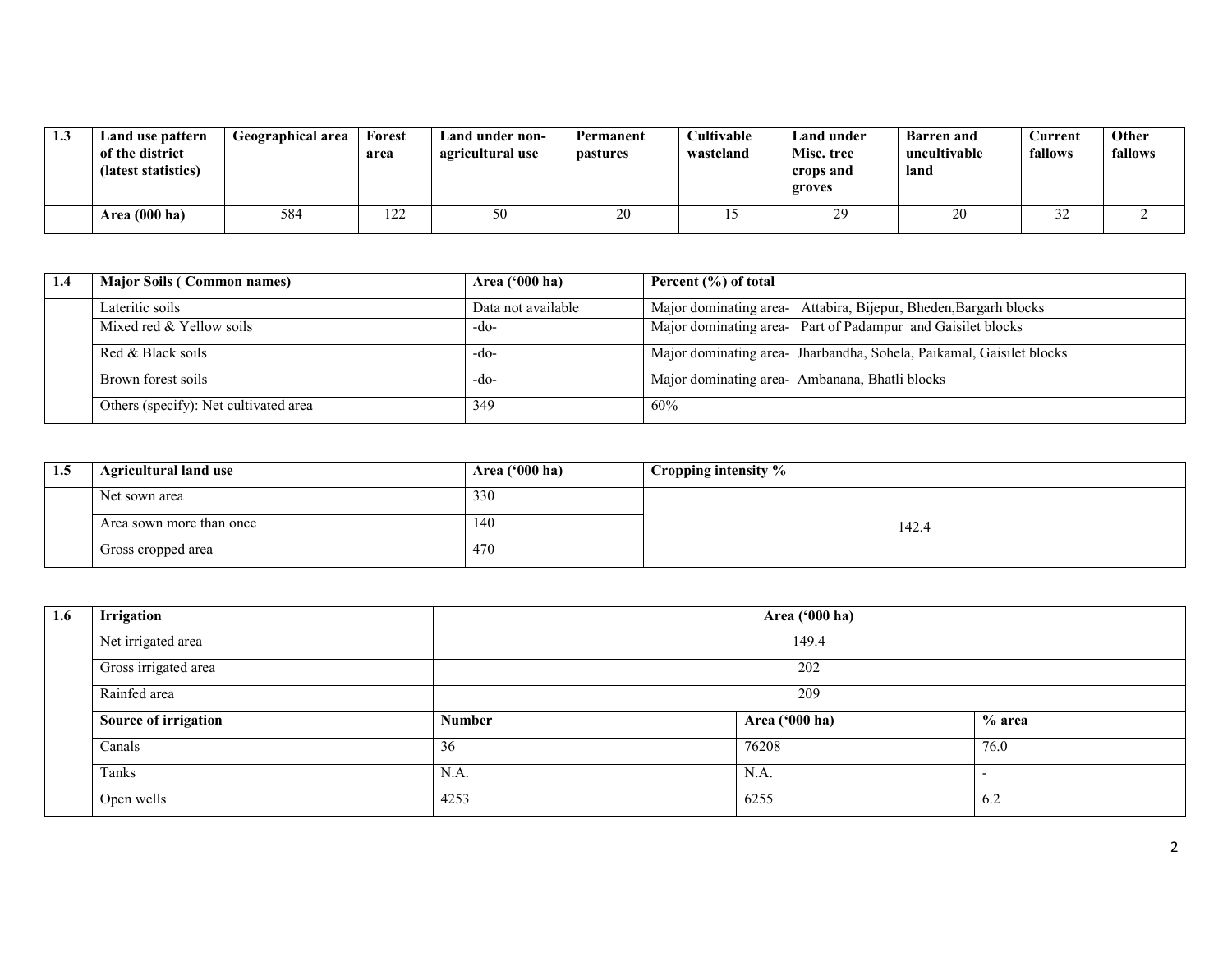| 1.3 | Land use pattern of the district (latest statistics) | Geographical area | Forest area | Land under non-agricultural use | Permanent pastures | Cultivable wasteland | Land under Misc. tree crops and groves | Barren and uncultivable land | Current fallows | Other fallows |
|---|---|---|---|---|---|---|---|---|---|---|
| | **Area (000 ha)** | 584 | 122 | 50 | 20 | 15 | 29 | 20 | 32 | 2 |

| 1.4 | Major Soils ( Common names) | Area ('000 ha) | Percent (%) of total |
|---|---|---|---|
| | Lateritic soils | Data not available | Major dominating area- Attabira, Bijepur, Bheden,Bargarh blocks |
| | Mixed red & Yellow soils | -do- | Major dominating area- Part of Padampur and Gaisilet blocks |
| | Red & Black soils | -do- | Major dominating area- Jharbandha, Sohela, Paikamal, Gaisilet blocks |
| | Brown forest soils | -do- | Major dominating area- Ambanana, Bhatli blocks |
| | Others (specify): Net cultivated area | 349 | 60% |

| 1.5 | Agricultural land use | Area ('000 ha) | Cropping intensity % |
|---|---|---|---|
| | Net sown area | 330 | 142.4 |
| | Area sown more than once | 140 | |
| | Gross cropped area | 470 | |

| 1.6 | Irrigation | Area ('000 ha) | | |
|---|---|---|---|---|
| | Net irrigated area | 149.4 | | |
| | Gross irrigated area | 202 | | |
| | Rainfed area | 209 | | |
| | **Source of irrigation** | **Number** | **Area ('000 ha)** | **% area** |
| | Canals | 36 | 76208 | 76.0 |
| | Tanks | N.A. | N.A. | - |
| | Open wells | 4253 | 6255 | 6.2 |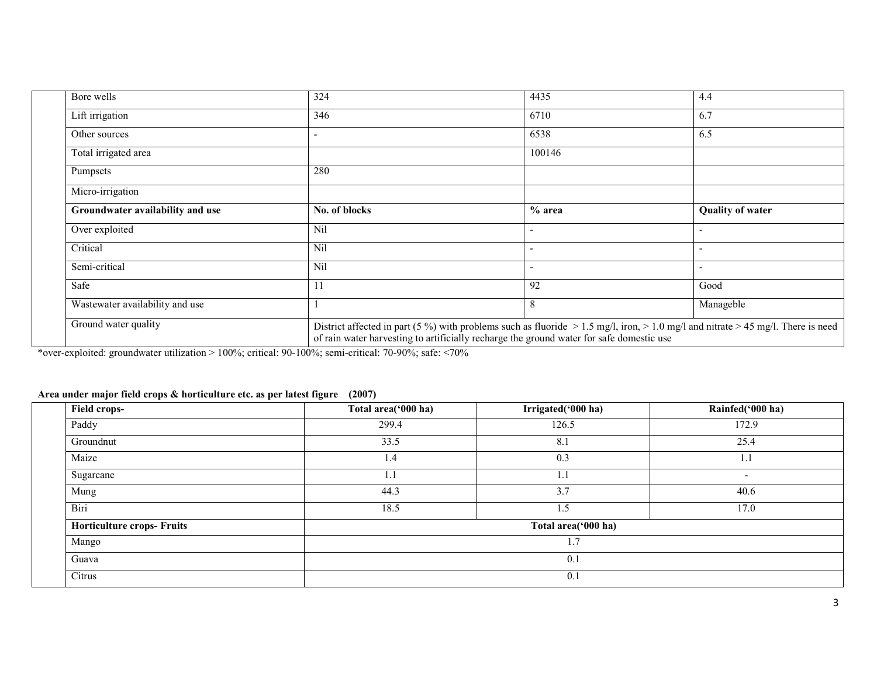| Bore wells | 324 | 4435 | 4.4 |
|---|---|---|---|
| Lift irrigation | 346 | 6710 | 6.7 |
| Other sources | - | 6538 | 6.5 |
| Total irrigated area | | 100146 | |
| Pumpsets | 280 | | |
| Micro-irrigation | | | |
| **Groundwater availability and use** | **No. of blocks** | **% area** | **Quality of water** |
| Over exploited | Nil | - | - |
| Critical | Nil | - | - |
| Semi-critical | Nil | - | - |
| Safe | 11 | 92 | Good |
| Wastewater availability and use | 1 | 8 | Manageble |
| Ground water quality | District affected in part (5 %) with problems such as fluoride > 1.5 mg/l, iron, > 1.0 mg/l and nitrate > 45 mg/l. There is need of rain water harvesting to artificially recharge the ground water for safe domestic use | | |

*over-exploited: groundwater utilization > 100%; critical: 90-100%; semi-critical: 70-90%; safe: <70%

**Area under major field crops & horticulture etc. as per latest figure (2007)**

| Field crops- | Total area('000 ha) | Irrigated('000 ha) | Rainfed('000 ha) |
|---|---|---|---|
| Paddy | 299.4 | 126.5 | 172.9 |
| Groundnut | 33.5 | 8.1 | 25.4 |
| Maize | 1.4 | 0.3 | 1.1 |
| Sugarcane | 1.1 | 1.1 | - |
| Mung | 44.3 | 3.7 | 40.6 |
| Biri | 18.5 | 1.5 | 17.0 |
| **Horticulture crops- Fruits** | **Total area('000 ha)** | | |
| Mango | 1.7 | | |
| Guava | 0.1 | | |
| Citrus | 0.1 | | |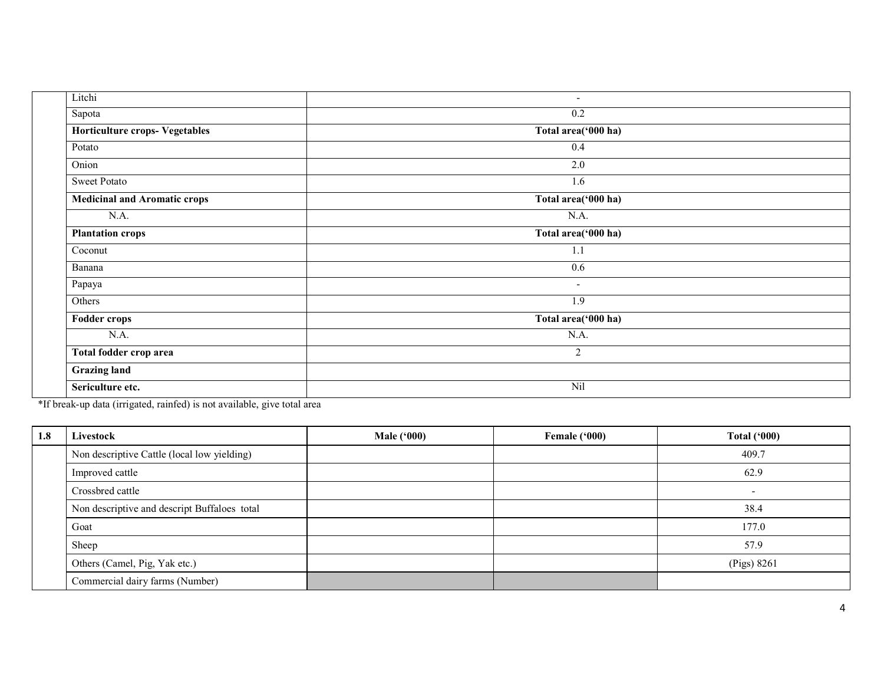| | | |
|---|---|---|
| | Litchi | - |
| | Sapota | 0.2 |
| | **Horticulture crops- Vegetables** | **Total area('000 ha)** |
| | Potato | 0.4 |
| | Onion | 2.0 |
| | Sweet Potato | 1.6 |
| | **Medicinal and Aromatic crops** | **Total area('000 ha)** |
| | N.A. | N.A. |
| | **Plantation crops** | **Total area('000 ha)** |
| | Coconut | 1.1 |
| | Banana | 0.6 |
| | Papaya | - |
| | Others | 1.9 |
| | **Fodder crops** | **Total area('000 ha)** |
| | N.A. | N.A. |
| | **Total fodder crop area** | 2 |
| | **Grazing land** | |
| | **Sericulture etc.** | Nil |

*If break-up data (irrigated, rainfed) is not available, give total area

| 1.8 | Livestock | Male ('000) | Female ('000) | Total ('000) |
|---|---|---|---|---|
| | Non descriptive Cattle (local low yielding) | | | 409.7 |
| | Improved cattle | | | 62.9 |
| | Crossbred cattle | | | - |
| | Non descriptive and descript Buffaloes total | | | 38.4 |
| | Goat | | | 177.0 |
| | Sheep | | | 57.9 |
| | Others (Camel, Pig, Yak etc.) | | | (Pigs) 8261 |
| | Commercial dairy farms (Number) | | | |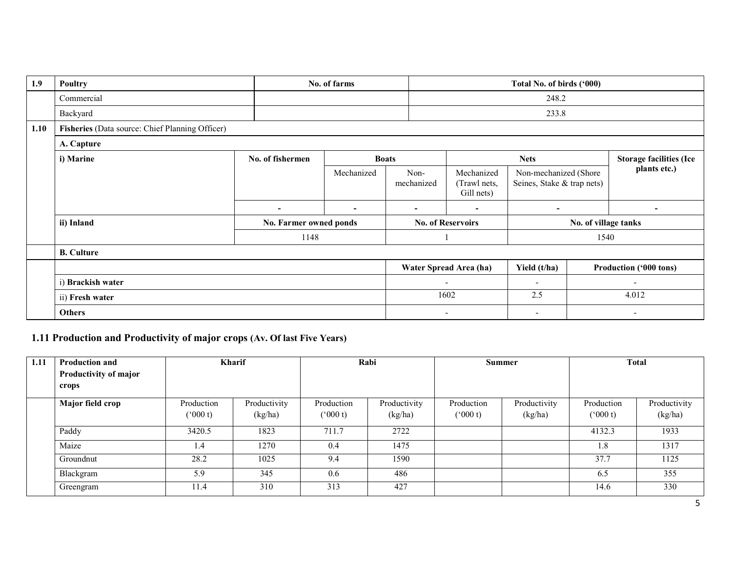| 1.9 | Poultry | No. of farms | Total No. of birds ('000) |
|---|---|---|---|
| | Commercial | | 248.2 |
| | Backyard | | 233.8 |

| 1.10 | Fisheries (Data source: Chief Planning Officer) | | | | | | |
|---|---|---|---|---|---|---|---|
| | **A. Capture** | | | | | | |
| | **i) Marine** | **No. of fishermen** | **Boats** | | **Nets** | | **Storage facilities (Ice plants etc.)** |
| | | | Mechanized | Non-mechanized | Mechanized (Trawl nets, Gill nets) | Non-mechanized (Shore Seines, Stake & trap nets) | |
| | | - | - | - | - | - | - |
| | **ii) Inland** | **No. Farmer owned ponds** | | **No. of Reservoirs** | | **No. of village tanks** | |
| | | 1148 | | 1 | | 1540 | |
| | **B. Culture** | | | | | | |
| | | | | **Water Spread Area (ha)** | | **Yield (t/ha)** | **Production ('000 tons)** |
| | i) **Brackish water** | | | - | | - | - |
| | ii) **Fresh water** | | | 1602 | | 2.5 | 4.012 |
| | **Others** | | | - | | - | - |

## 1.11 Production and Productivity of major crops (Av. Of last Five Years)

| 1.11 | Production and Productivity of major crops | Kharif | | Rabi | | Summer | | Total | |
|---|---|---|---|---|---|---|---|---|---|
| | **Major field crop** | Production ('000 t) | Productivity (kg/ha) | Production ('000 t) | Productivity (kg/ha) | Production ('000 t) | Productivity (kg/ha) | Production ('000 t) | Productivity (kg/ha) |
| | Paddy | 3420.5 | 1823 | 711.7 | 2722 | | | 4132.3 | 1933 |
| | Maize | 1.4 | 1270 | 0.4 | 1475 | | | 1.8 | 1317 |
| | Groundnut | 28.2 | 1025 | 9.4 | 1590 | | | 37.7 | 1125 |
| | Blackgram | 5.9 | 345 | 0.6 | 486 | | | 6.5 | 355 |
| | Greengram | 11.4 | 310 | 313 | 427 | | | 14.6 | 330 |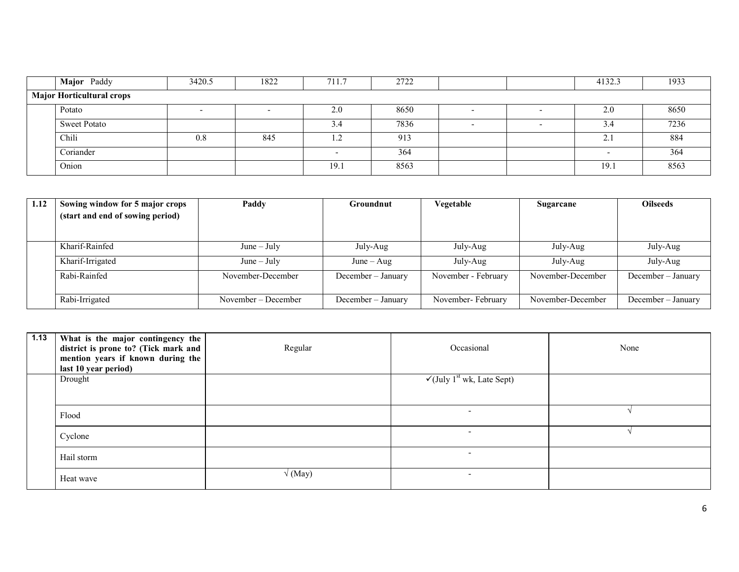| | Major Paddy | 3420.5 | 1822 | 711.7 | 2722 | | | 4132.3 | 1933 |
|---|---|---|---|---|---|---|---|---|---|
| **Major Horticultural crops** | | | | | | | | | |
| | Potato | - | - | 2.0 | 8650 | - | - | 2.0 | 8650 |
| | Sweet Potato | | | 3.4 | 7836 | - | - | 3.4 | 7236 |
| | Chili | 0.8 | 845 | 1.2 | 913 | | | 2.1 | 884 |
| | Coriander | | | - | 364 | | | - | 364 |
| | Onion | | | 19.1 | 8563 | | | 19.1 | 8563 |

| 1.12 | **Sowing window for 5 major crops (start and end of sowing period)** | **Paddy** | **Groundnut** | **Vegetable** | **Sugarcane** | **Oilseeds** |
|---|---|---|---|---|---|---|
| | Kharif-Rainfed | June – July | July-Aug | July-Aug | July-Aug | July-Aug |
| | Kharif-Irrigated | June – July | June – Aug | July-Aug | July-Aug | July-Aug |
| | Rabi-Rainfed | November-December | December – January | November - February | November-December | December – January |
| | Rabi-Irrigated | November – December | December – January | November- February | November-December | December – January |

| 1.13 | **What is the major contingency the district is prone to? (Tick mark and mention years if known during the last 10 year period)** | Regular | Occasional | None |
|---|---|---|---|---|
| | Drought | | ✓(July 1st wk, Late Sept) | |
| | Flood | | - | √ |
| | Cyclone | | - | √ |
| | Hail storm | | - | |
| | Heat wave | √ (May) | - | |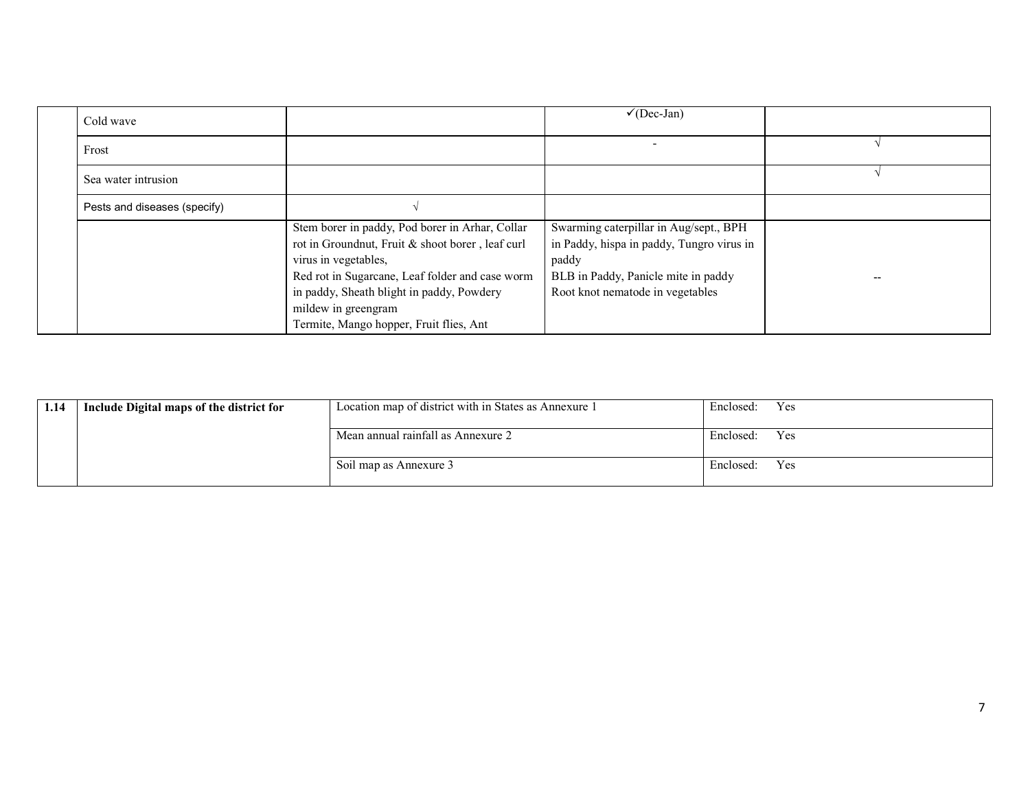| | | | | |
|---|---|---|---|---|
| | Cold wave | | ✓(Dec-Jan) | |
| | Frost | | - | √ |
| | Sea water intrusion | | | √ |
| | Pests and diseases (specify) | √ | | |
| | | Stem borer in paddy, Pod borer in Arhar, Collar rot in Groundnut, Fruit & shoot borer , leaf curl virus in vegetables,<br>Red rot in Sugarcane, Leaf folder and case worm in paddy, Sheath blight in paddy, Powdery mildew in greengram<br>Termite, Mango hopper, Fruit flies, Ant | Swarming caterpillar in Aug/sept., BPH in Paddy, hispa in paddy, Tungro virus in paddy<br>BLB in Paddy, Panicle mite in paddy<br>Root knot nematode in vegetables | -- |

| | | | |
|---|---|---|---|
| **1.14** | **Include Digital maps of the district for** | Location map of district with in States as Annexure 1 | Enclosed: Yes |
| | | Mean annual rainfall as Annexure 2 | Enclosed: Yes |
| | | Soil map as Annexure 3 | Enclosed: Yes |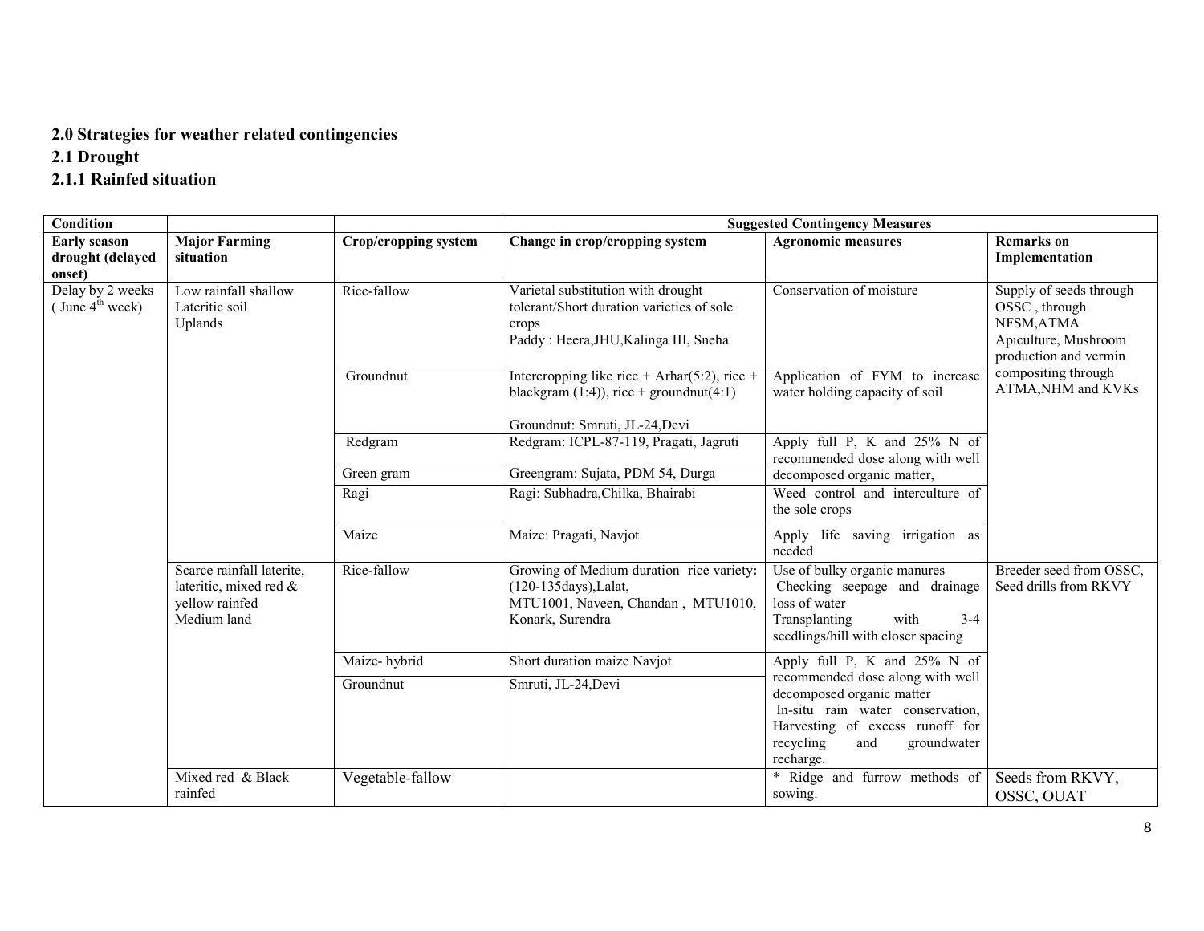## 2.0 Strategies for weather related contingencies

### 2.1 Drought

#### 2.1.1 Rainfed situation

| Condition | | | Suggested Contingency Measures | | |
|---|---|---|---|---|---|
| **Early season drought (delayed onset)** | **Major Farming situation** | **Crop/cropping system** | **Change in crop/cropping system** | **Agronomic measures** | **Remarks on Implementation** |
| Delay by 2 weeks ( June 4th week) | Low rainfall shallow Lateritic soil Uplands | Rice-fallow | Varietal substitution with drought tolerant/Short duration varieties of sole crops<br>Paddy : Heera,JHU,Kalinga III, Sneha | Conservation of moisture | Supply of seeds through OSSC , through NFSM,ATMA Apiculture, Mushroom production and vermin compositing through ATMA,NHM and KVKs |
| | | Groundnut | Intercropping like rice + Arhar(5:2), rice + blackgram (1:4)), rice + groundnut(4:1)<br><br>Groundnut: Smruti, JL-24,Devi | Application of FYM to increase water holding capacity of soil | |
| | | Redgram | Redgram: ICPL-87-119, Pragati, Jagruti | Apply full P, K and 25% N of recommended dose along with well decomposed organic matter, | |
| | | Green gram | Greengram: Sujata, PDM 54, Durga | | |
| | | Ragi | Ragi: Subhadra,Chilka, Bhairabi | Weed control and interculture of the sole crops | |
| | | Maize | Maize: Pragati, Navjot | Apply life saving irrigation as needed | |
| | Scarce rainfall laterite, lateritic, mixed red & yellow rainfed Medium land | Rice-fallow | Growing of Medium duration rice variety**:** (120-135days),Lalat, MTU1001, Naveen, Chandan , MTU1010, Konark, Surendra | Use of bulky organic manures<br>Checking seepage and drainage loss of water<br>Transplanting with 3-4 seedlings/hill with closer spacing | Breeder seed from OSSC, Seed drills from RKVY |
| | | Maize- hybrid | Short duration maize Navjot | Apply full P, K and 25% N of recommended dose along with well decomposed organic matter<br>In-situ rain water conservation, Harvesting of excess runoff for recycling and groundwater recharge. | |
| | | Groundnut | Smruti, JL-24,Devi | | |
| | Mixed red & Black rainfed | Vegetable-fallow | | * Ridge and furrow methods of sowing. | Seeds from RKVY, OSSC, OUAT |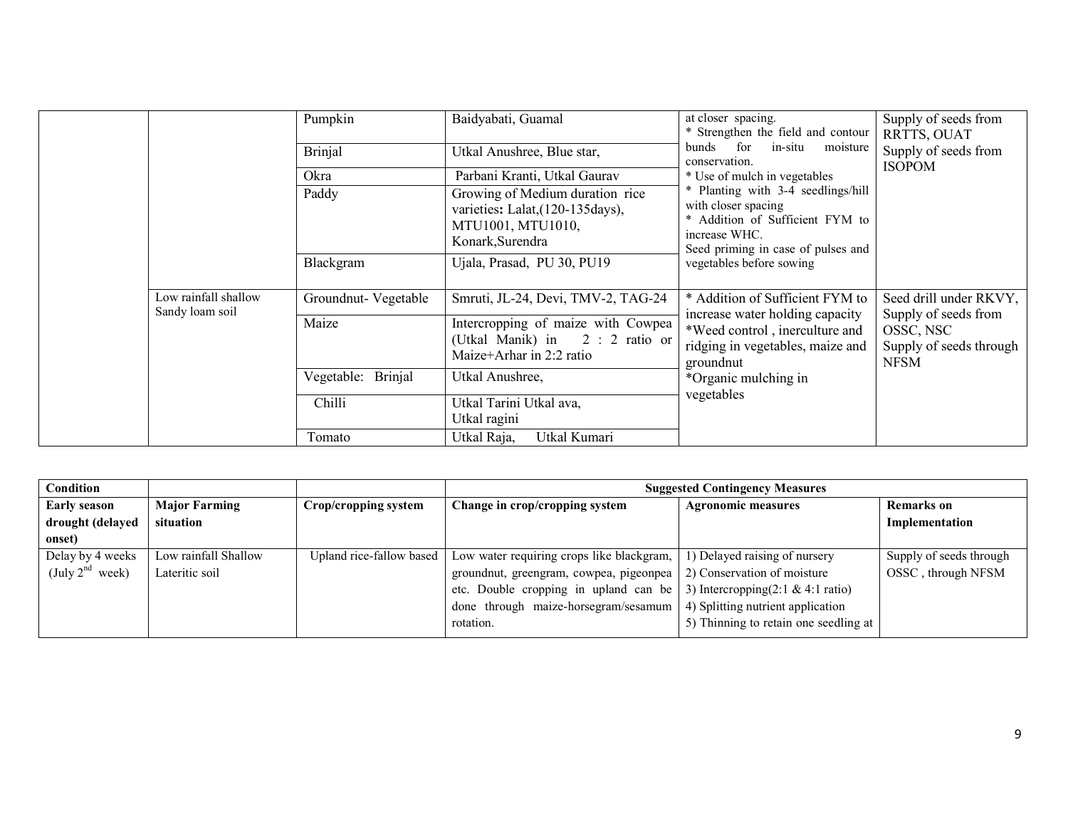| | | Pumpkin | Baidyabati, Guamal | at closer spacing.<br>* Strengthen the field and contour bunds for in-situ moisture conservation.<br>* Use of mulch in vegetables<br>* Planting with 3-4 seedlings/hill with closer spacing<br>* Addition of Sufficient FYM to increase WHC.<br>Seed priming in case of pulses and vegetables before sowing | Supply of seeds from RRTTS, OUAT<br>Supply of seeds from ISOPOM |
|---|---|---|---|---|---|
| | | Brinjal | Utkal Anushree, Blue star, | | |
| | | Okra | Parbani Kranti, Utkal Gaurav | | |
| | | Paddy | Growing of Medium duration rice varieties: Lalat,(120-135days), MTU1001, MTU1010, Konark,Surendra | | |
| | | Blackgram | Ujala, Prasad, PU 30, PU19 | | |
| | Low rainfall shallow Sandy loam soil | Groundnut- Vegetable | Smruti, JL-24, Devi, TMV-2, TAG-24 | * Addition of Sufficient FYM to increase water holding capacity<br>*Weed control , inerculture and ridging in vegetables, maize and groundnut<br>*Organic mulching in vegetables | Seed drill under RKVY, Supply of seeds from OSSC, NSC<br>Supply of seeds through NFSM |
| | | Maize | Intercropping of maize with Cowpea (Utkal Manik) in 2 : 2 ratio or Maize+Arhar in 2:2 ratio | | |
| | | Vegetable: Brinjal | Utkal Anushree, | | |
| | | Chilli | Utkal Tarini Utkal ava,<br>Utkal ragini | | |
| | | Tomato | Utkal Raja, Utkal Kumari | | |

| **Condition** | | | **Suggested Contingency Measures** | | |
|---|---|---|---|---|---|
| **Early season drought (delayed onset)** | **Major Farming situation** | **Crop/cropping system** | **Change in crop/cropping system** | **Agronomic measures** | **Remarks on Implementation** |
| Delay by 4 weeks (July 2nd week) | Low rainfall Shallow Lateritic soil | Upland rice-fallow based | Low water requiring crops like blackgram, groundnut, greengram, cowpea, pigeonpea etc. Double cropping in upland can be done through maize-horsegram/sesamum rotation. | 1) Delayed raising of nursery<br>2) Conservation of moisture<br>3) Intercropping(2:1 & 4:1 ratio)<br>4) Splitting nutrient application<br>5) Thinning to retain one seedling at | Supply of seeds through OSSC , through NFSM |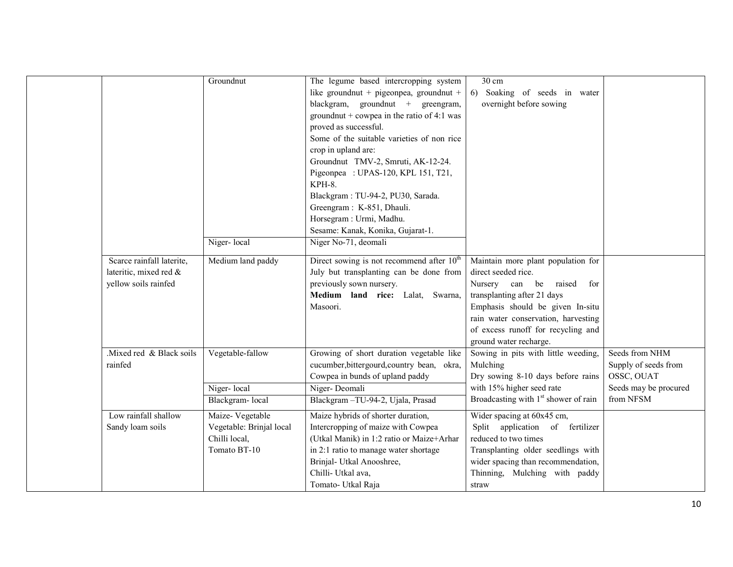| | | | | | |
|---|---|---|---|---|---|
| | | Groundnut | The legume based intercropping system like groundnut + pigeonpea, groundnut + blackgram, groundnut + greengram, groundnut + cowpea in the ratio of 4:1 was proved as successful.<br>Some of the suitable varieties of non rice crop in upland are:<br>Groundnut TMV-2, Smruti, AK-12-24.<br>Pigeonpea : UPAS-120, KPL 151, T21, KPH-8.<br>Blackgram : TU-94-2, PU30, Sarada.<br>Greengram : K-851, Dhauli.<br>Horsegram : Urmi, Madhu.<br>Sesame: Kanak, Konika, Gujarat-1. | 30 cm<br>6) Soaking of seeds in water overnight before sowing | |
| | | Niger- local | Niger No-71, deomali | | |
| | Scarce rainfall laterite, lateritic, mixed red & yellow soils rainfed | Medium land paddy | Direct sowing is not recommend after 10th July but transplanting can be done from previously sown nursery.<br>**Medium land rice:** Lalat, Swarna, Masoori. | Maintain more plant population for direct seeded rice.<br>Nursery can be raised for transplanting after 21 days<br>Emphasis should be given In-situ rain water conservation, harvesting of excess runoff for recycling and ground water recharge. | |
| | .Mixed red & Black soils rainfed | Vegetable-fallow | Growing of short duration vegetable like cucumber,bittergourd,country bean, okra, Cowpea in bunds of upland paddy | Sowing in pits with little weeding, Mulching<br>Dry sowing 8-10 days before rains with 15% higher seed rate<br>Broadcasting with 1st shower of rain | Seeds from NHM<br>Supply of seeds from OSSC, OUAT<br>Seeds may be procured from NFSM |
| | | Niger- local | Niger- Deomali | | |
| | | Blackgram- local | Blackgram –TU-94-2, Ujala, Prasad | | |
| | Low rainfall shallow Sandy loam soils | Maize- Vegetable<br>Vegetable: Brinjal local<br>Chilli local,<br>Tomato BT-10 | Maize hybrids of shorter duration, Intercropping of maize with Cowpea (Utkal Manik) in 1:2 ratio or Maize+Arhar in 2:1 ratio to manage water shortage<br>Brinjal- Utkal Anooshree,<br>Chilli- Utkal ava,<br>Tomato- Utkal Raja | Wider spacing at 60x45 cm,<br>Split application of fertilizer reduced to two times<br>Transplanting older seedlings with wider spacing than recommendation, Thinning, Mulching with paddy straw | |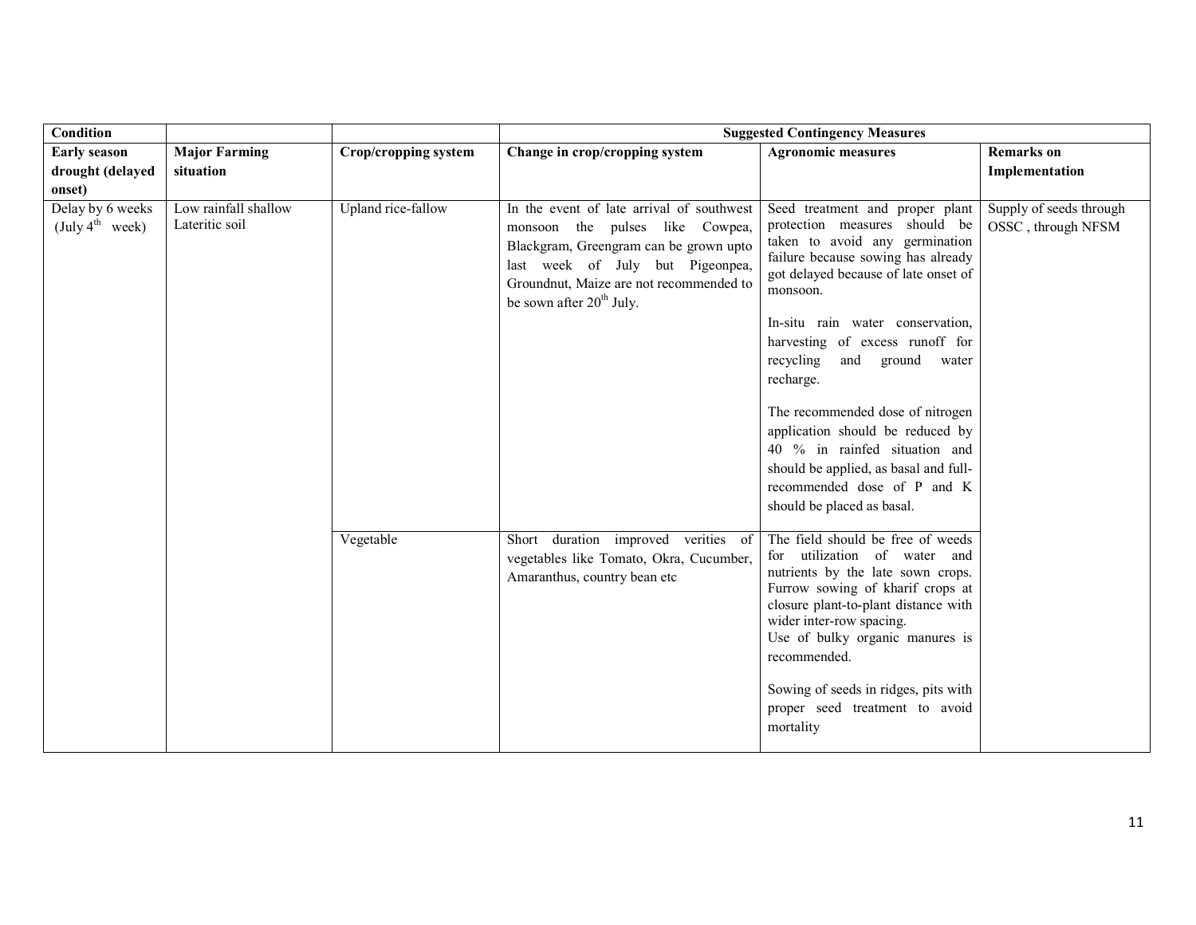| Condition | | | Suggested Contingency Measures | | |
|---|---|---|---|---|---|
| **Early season drought (delayed onset)** | **Major Farming situation** | **Crop/cropping system** | **Change in crop/cropping system** | **Agronomic measures** | **Remarks on Implementation** |
| Delay by 6 weeks (July 4th week) | Low rainfall shallow Lateritic soil | Upland rice-fallow | In the event of late arrival of southwest monsoon the pulses like Cowpea, Blackgram, Greengram can be grown upto last week of July but Pigeonpea, Groundnut, Maize are not recommended to be sown after 20th July. | Seed treatment and proper plant protection measures should be taken to avoid any germination failure because sowing has already got delayed because of late onset of monsoon.<br><br>In-situ rain water conservation, harvesting of excess runoff for recycling and ground water recharge.<br><br>The recommended dose of nitrogen application should be reduced by 40 % in rainfed situation and should be applied, as basal and full-recommended dose of P and K should be placed as basal. | Supply of seeds through OSSC , through NFSM |
| | | Vegetable | Short duration improved verities of vegetables like Tomato, Okra, Cucumber, Amaranthus, country bean etc | The field should be free of weeds for utilization of water and nutrients by the late sown crops. Furrow sowing of kharif crops at closure plant-to-plant distance with wider inter-row spacing.<br>Use of bulky organic manures is recommended.<br><br>Sowing of seeds in ridges, pits with proper seed treatment to avoid mortality | |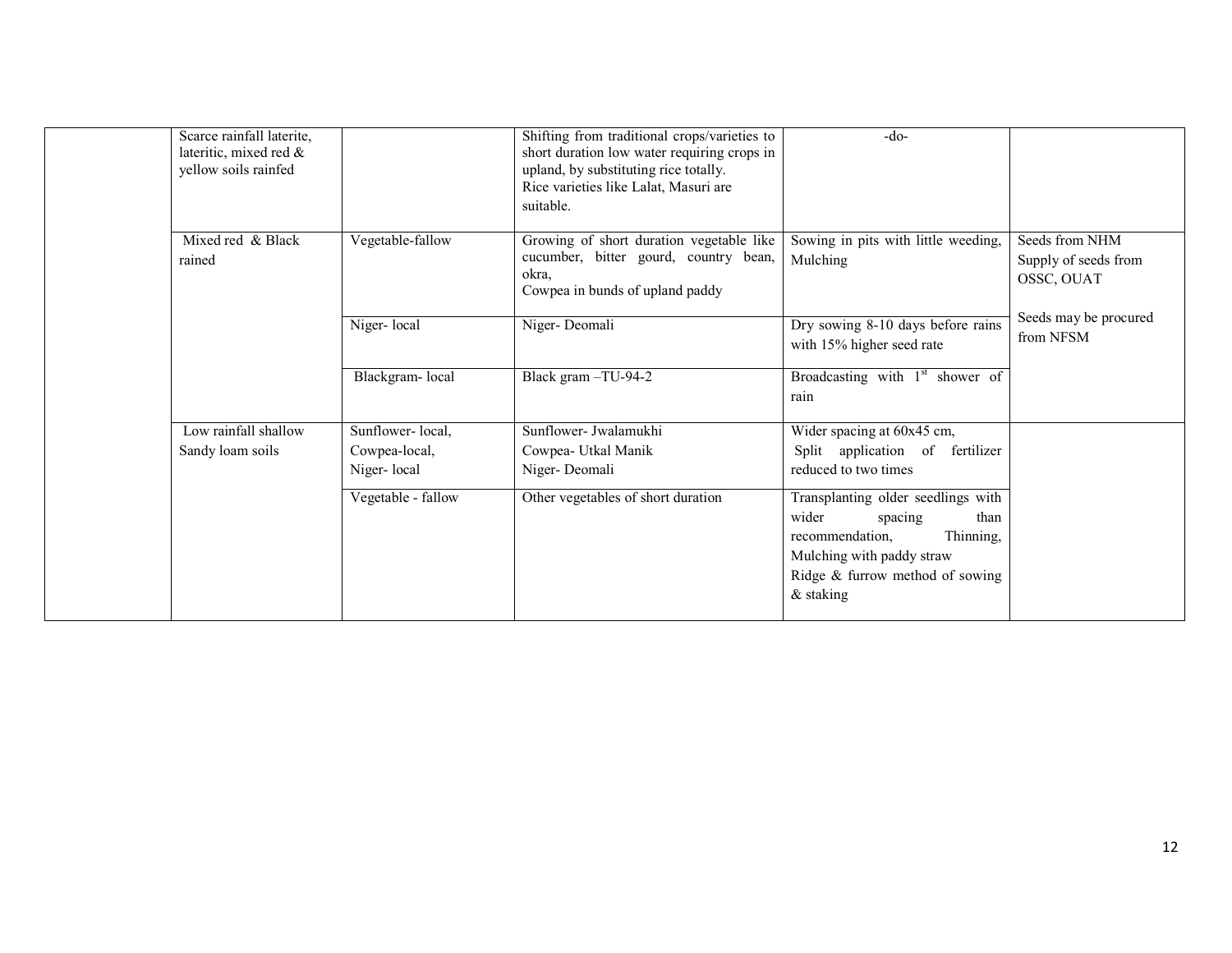| | | | | | |
|---|---|---|---|---|---|
| | Scarce rainfall laterite, lateritic, mixed red & yellow soils rainfed | | Shifting from traditional crops/varieties to short duration low water requiring crops in upland, by substituting rice totally.<br>Rice varieties like Lalat, Masuri are suitable. | -do- | |
| | Mixed red & Black rained | Vegetable-fallow | Growing of short duration vegetable like cucumber, bitter gourd, country bean, okra,<br>Cowpea in bunds of upland paddy | Sowing in pits with little weeding, Mulching | Seeds from NHM<br>Supply of seeds from OSSC, OUAT<br><br>Seeds may be procured from NFSM |
| | | Niger- local | Niger- Deomali | Dry sowing 8-10 days before rains with 15% higher seed rate | |
| | | Blackgram- local | Black gram –TU-94-2 | Broadcasting with 1st shower of rain | |
| | Low rainfall shallow Sandy loam soils | Sunflower- local,<br>Cowpea-local,<br>Niger- local | Sunflower- Jwalamukhi<br>Cowpea- Utkal Manik<br>Niger- Deomali | Wider spacing at 60x45 cm,<br>Split application of fertilizer reduced to two times | |
| | | Vegetable - fallow | Other vegetables of short duration | Transplanting older seedlings with wider spacing than recommendation, Thinning, Mulching with paddy straw<br>Ridge & furrow method of sowing & staking | |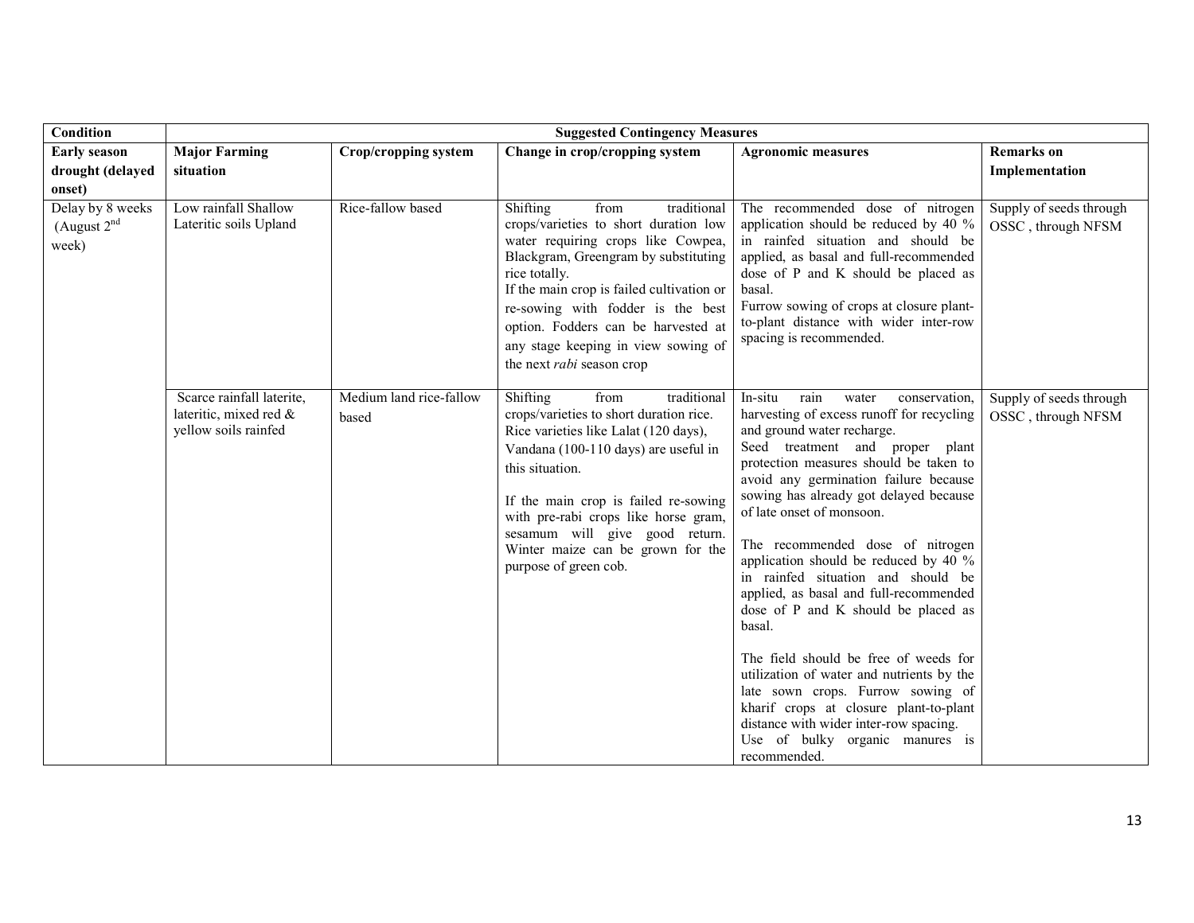| Condition | Suggested Contingency Measures | | | | |
|---|---|---|---|---|---|
| **Early season drought (delayed onset)** | **Major Farming situation** | **Crop/cropping system** | **Change in crop/cropping system** | **Agronomic measures** | **Remarks on Implementation** |
| Delay by 8 weeks (August 2nd week) | Low rainfall Shallow Lateritic soils Upland | Rice-fallow based | Shifting from traditional crops/varieties to short duration low water requiring crops like Cowpea, Blackgram, Greengram by substituting rice totally.<br>If the main crop is failed cultivation or re-sowing with fodder is the best option. Fodders can be harvested at any stage keeping in view sowing of the next *rabi* season crop | The recommended dose of nitrogen application should be reduced by 40 % in rainfed situation and should be applied, as basal and full-recommended dose of P and K should be placed as basal.<br>Furrow sowing of crops at closure plant-to-plant distance with wider inter-row spacing is recommended. | Supply of seeds through OSSC , through NFSM |
| | Scarce rainfall laterite, lateritic, mixed red & yellow soils rainfed | Medium land rice-fallow based | Shifting from traditional crops/varieties to short duration rice. Rice varieties like Lalat (120 days), Vandana (100-110 days) are useful in this situation.<br><br>If the main crop is failed re-sowing with pre-rabi crops like horse gram, sesamum will give good return. Winter maize can be grown for the purpose of green cob. | In-situ rain water conservation, harvesting of excess runoff for recycling and ground water recharge.<br>Seed treatment and proper plant protection measures should be taken to avoid any germination failure because sowing has already got delayed because of late onset of monsoon.<br><br>The recommended dose of nitrogen application should be reduced by 40 % in rainfed situation and should be applied, as basal and full-recommended dose of P and K should be placed as basal.<br><br>The field should be free of weeds for utilization of water and nutrients by the late sown crops. Furrow sowing of kharif crops at closure plant-to-plant distance with wider inter-row spacing.<br>Use of bulky organic manures is recommended. | Supply of seeds through OSSC , through NFSM |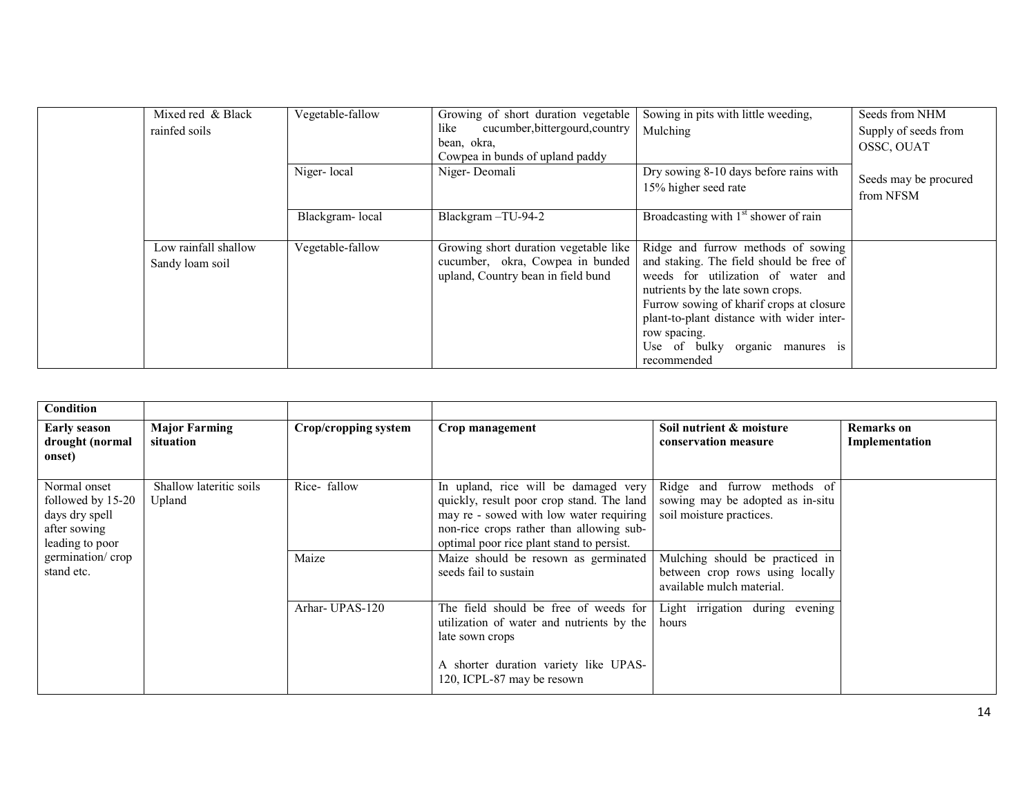| | | | | | |
|---|---|---|---|---|---|
| | Mixed red & Black rainfed soils | Vegetable-fallow | Growing of short duration vegetable like cucumber,bittergourd,country bean, okra, Cowpea in bunds of upland paddy | Sowing in pits with little weeding, Mulching | Seeds from NHM Supply of seeds from OSSC, OUAT |
| | | Niger- local | Niger- Deomali | Dry sowing 8-10 days before rains with 15% higher seed rate | Seeds may be procured from NFSM |
| | | Blackgram- local | Blackgram –TU-94-2 | Broadcasting with 1st shower of rain | |
| | Low rainfall shallow Sandy loam soil | Vegetable-fallow | Growing short duration vegetable like cucumber, okra, Cowpea in bunded upland, Country bean in field bund | Ridge and furrow methods of sowing and staking. The field should be free of weeds for utilization of water and nutrients by the late sown crops. Furrow sowing of kharif crops at closure plant-to-plant distance with wider inter-row spacing. Use of bulky organic manures is recommended | |

| **Condition** | | | | | |
|---|---|---|---|---|---|
| **Early season drought (normal onset)** | **Major Farming situation** | **Crop/cropping system** | **Crop management** | **Soil nutrient & moisture conservation measure** | **Remarks on Implementation** |
| Normal onset followed by 15-20 days dry spell after sowing leading to poor germination/ crop stand etc. | Shallow lateritic soils Upland | Rice- fallow | In upland, rice will be damaged very quickly, result poor crop stand. The land may re - sowed with low water requiring non-rice crops rather than allowing sub-optimal poor rice plant stand to persist. | Ridge and furrow methods of sowing may be adopted as in-situ soil moisture practices. | |
| | | Maize | Maize should be resown as germinated seeds fail to sustain | Mulching should be practiced in between crop rows using locally available mulch material. | |
| | | Arhar- UPAS-120 | The field should be free of weeds for utilization of water and nutrients by the late sown crops<br><br>A shorter duration variety like UPAS-120, ICPL-87 may be resown | Light irrigation during evening hours | |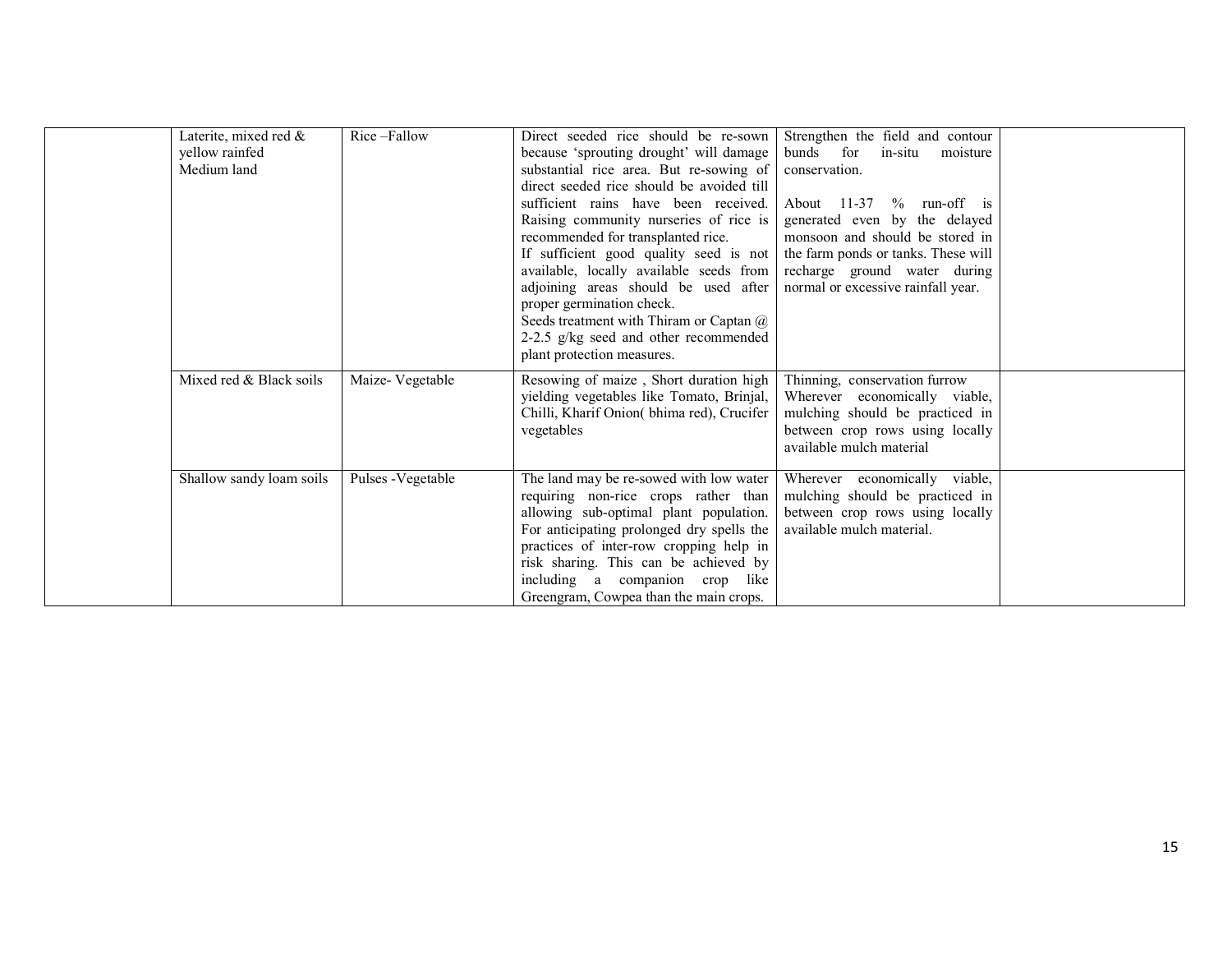| | | | | | |
|---|---|---|---|---|---|
| | Laterite, mixed red & yellow rainfed Medium land | Rice –Fallow | Direct seeded rice should be re-sown because 'sprouting drought' will damage substantial rice area. But re-sowing of direct seeded rice should be avoided till sufficient rains have been received. Raising community nurseries of rice is recommended for transplanted rice.<br>If sufficient good quality seed is not available, locally available seeds from adjoining areas should be used after proper germination check.<br>Seeds treatment with Thiram or Captan @ 2-2.5 g/kg seed and other recommended plant protection measures. | Strengthen the field and contour bunds for in-situ moisture conservation.<br><br>About 11-37 % run-off is generated even by the delayed monsoon and should be stored in the farm ponds or tanks. These will recharge ground water during normal or excessive rainfall year. | |
| | Mixed red & Black soils | Maize- Vegetable | Resowing of maize , Short duration high yielding vegetables like Tomato, Brinjal, Chilli, Kharif Onion( bhima red), Crucifer vegetables | Thinning, conservation furrow<br>Wherever economically viable, mulching should be practiced in between crop rows using locally available mulch material | |
| | Shallow sandy loam soils | Pulses -Vegetable | The land may be re-sowed with low water requiring non-rice crops rather than allowing sub-optimal plant population. For anticipating prolonged dry spells the practices of inter-row cropping help in risk sharing. This can be achieved by including a companion crop like Greengram, Cowpea than the main crops. | Wherever economically viable, mulching should be practiced in between crop rows using locally available mulch material. | |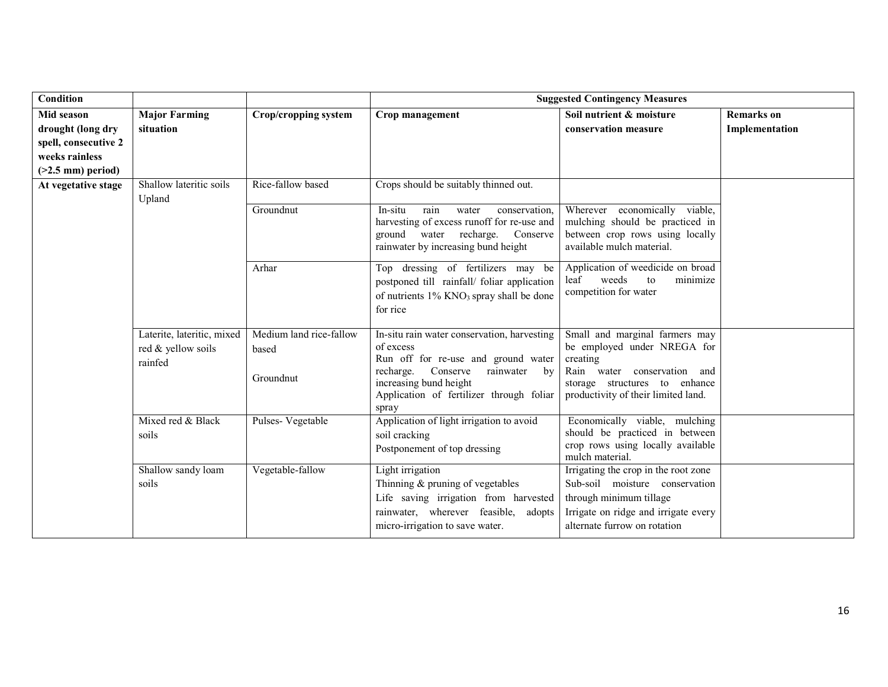| Condition | | | Suggested Contingency Measures | | |
|---|---|---|---|---|---|
| **Mid season drought (long dry spell, consecutive 2 weeks rainless (>2.5 mm) period)** | **Major Farming situation** | **Crop/cropping system** | **Crop management** | **Soil nutrient & moisture conservation measure** | **Remarks on Implementation** |
| **At vegetative stage** | Shallow lateritic soils Upland | Rice-fallow based | Crops should be suitably thinned out. | | |
| | | Groundnut | In-situ rain water conservation, harvesting of excess runoff for re-use and ground water recharge. Conserve rainwater by increasing bund height | Wherever economically viable, mulching should be practiced in between crop rows using locally available mulch material. | |
| | | Arhar | Top dressing of fertilizers may be postponed till rainfall/ foliar application of nutrients 1% $KNO_3$ spray shall be done for rice | Application of weedicide on broad leaf weeds to minimize competition for water | |
| | Laterite, lateritic, mixed red & yellow soils rainfed | Medium land rice-fallow based<br><br>Groundnut | In-situ rain water conservation, harvesting of excess<br>Run off for re-use and ground water recharge. Conserve rainwater by increasing bund height<br>Application of fertilizer through foliar spray | Small and marginal farmers may be employed under NREGA for creating<br>Rain water conservation and storage structures to enhance productivity of their limited land. | |
| | Mixed red & Black soils | Pulses- Vegetable | Application of light irrigation to avoid soil cracking<br>Postponement of top dressing | Economically viable, mulching should be practiced in between crop rows using locally available mulch material. | |
| | Shallow sandy loam soils | Vegetable-fallow | Light irrigation<br>Thinning & pruning of vegetables<br>Life saving irrigation from harvested rainwater, wherever feasible, adopts micro-irrigation to save water. | Irrigating the crop in the root zone<br>Sub-soil moisture conservation through minimum tillage<br>Irrigate on ridge and irrigate every alternate furrow on rotation | |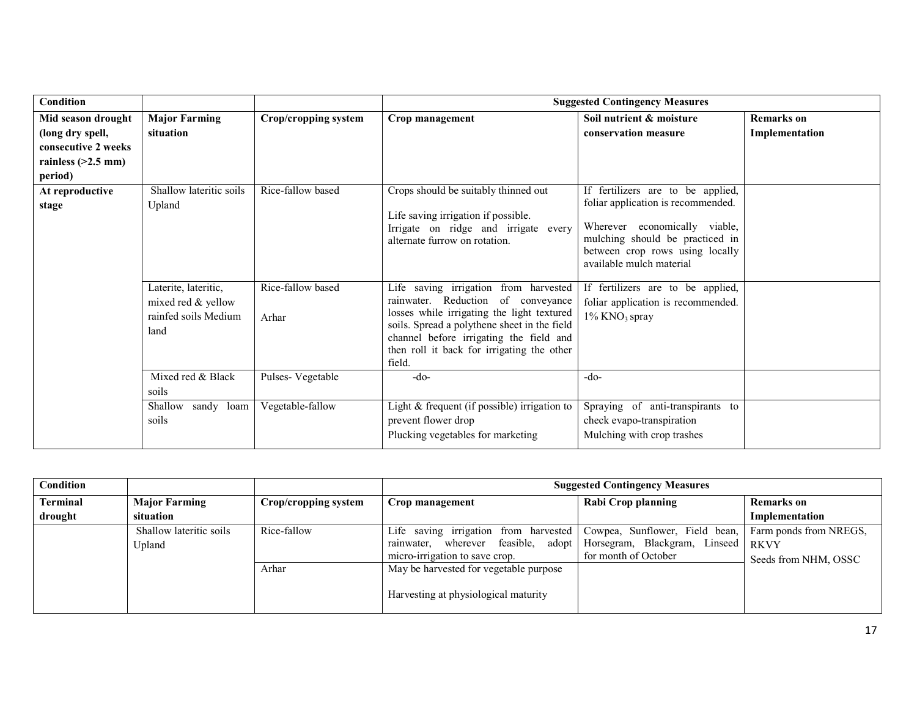| Condition | | | Suggested Contingency Measures | | |
|---|---|---|---|---|---|
| **Mid season drought (long dry spell, consecutive 2 weeks rainless (>2.5 mm) period)** | **Major Farming situation** | **Crop/cropping system** | **Crop management** | **Soil nutrient & moisture conservation measure** | **Remarks on Implementation** |
| **At reproductive stage** | Shallow lateritic soils Upland | Rice-fallow based | Crops should be suitably thinned out<br><br>Life saving irrigation if possible.<br>Irrigate on ridge and irrigate every alternate furrow on rotation. | If fertilizers are to be applied, foliar application is recommended.<br><br>Wherever economically viable, mulching should be practiced in between crop rows using locally available mulch material | |
| | Laterite, lateritic, mixed red & yellow rainfed soils Medium land | Rice-fallow based<br><br>Arhar | Life saving irrigation from harvested rainwater. Reduction of conveyance losses while irrigating the light textured soils. Spread a polythene sheet in the field channel before irrigating the field and then roll it back for irrigating the other field. | If fertilizers are to be applied, foliar application is recommended. 1% $KNO_3$ spray | |
| | Mixed red & Black soils | Pulses- Vegetable | -do- | -do- | |
| | Shallow sandy loam soils | Vegetable-fallow | Light & frequent (if possible) irrigation to prevent flower drop<br>Plucking vegetables for marketing | Spraying of anti-transpirants to check evapo-transpiration<br>Mulching with crop trashes | |

| Condition | | | Suggested Contingency Measures | | |
|---|---|---|---|---|---|
| **Terminal drought** | **Major Farming situation** | **Crop/cropping system** | **Crop management** | **Rabi Crop planning** | **Remarks on Implementation** |
| | Shallow lateritic soils Upland | Rice-fallow | Life saving irrigation from harvested rainwater, wherever feasible, adopt micro-irrigation to save crop. | Cowpea, Sunflower, Field bean, Horsegram, Blackgram, Linseed for month of October | Farm ponds from NREGS, RKVY<br>Seeds from NHM, OSSC |
| | | Arhar | May be harvested for vegetable purpose<br><br>Harvesting at physiological maturity | | |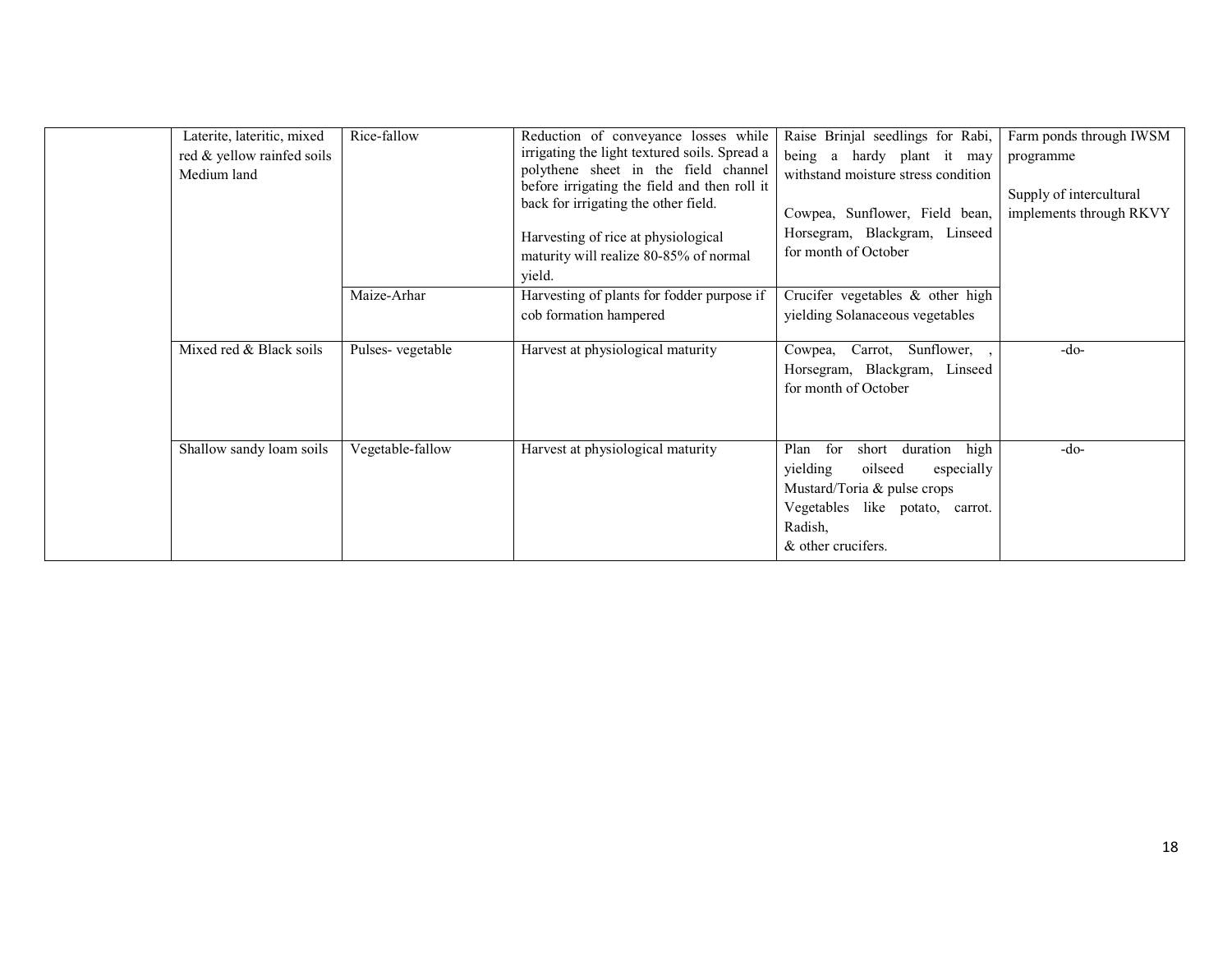| | | | | | |
|---|---|---|---|---|---|
| | Laterite, lateritic, mixed red & yellow rainfed soils Medium land | Rice-fallow | Reduction of conveyance losses while irrigating the light textured soils. Spread a polythene sheet in the field channel before irrigating the field and then roll it back for irrigating the other field.<br><br>Harvesting of rice at physiological maturity will realize 80-85% of normal yield. | Raise Brinjal seedlings for Rabi, being a hardy plant it may withstand moisture stress condition<br><br>Cowpea, Sunflower, Field bean, Horsegram, Blackgram, Linseed for month of October | Farm ponds through IWSM programme<br><br>Supply of intercultural implements through RKVY |
| | | Maize-Arhar | Harvesting of plants for fodder purpose if cob formation hampered | Crucifer vegetables & other high yielding Solanaceous vegetables | |
| | Mixed red & Black soils | Pulses- vegetable | Harvest at physiological maturity | Cowpea, Carrot, Sunflower, , Horsegram, Blackgram, Linseed for month of October | -do- |
| | Shallow sandy loam soils | Vegetable-fallow | Harvest at physiological maturity | Plan for short duration high yielding oilseed especially Mustard/Toria & pulse crops<br>Vegetables like potato, carrot. Radish,<br>& other crucifers. | -do- |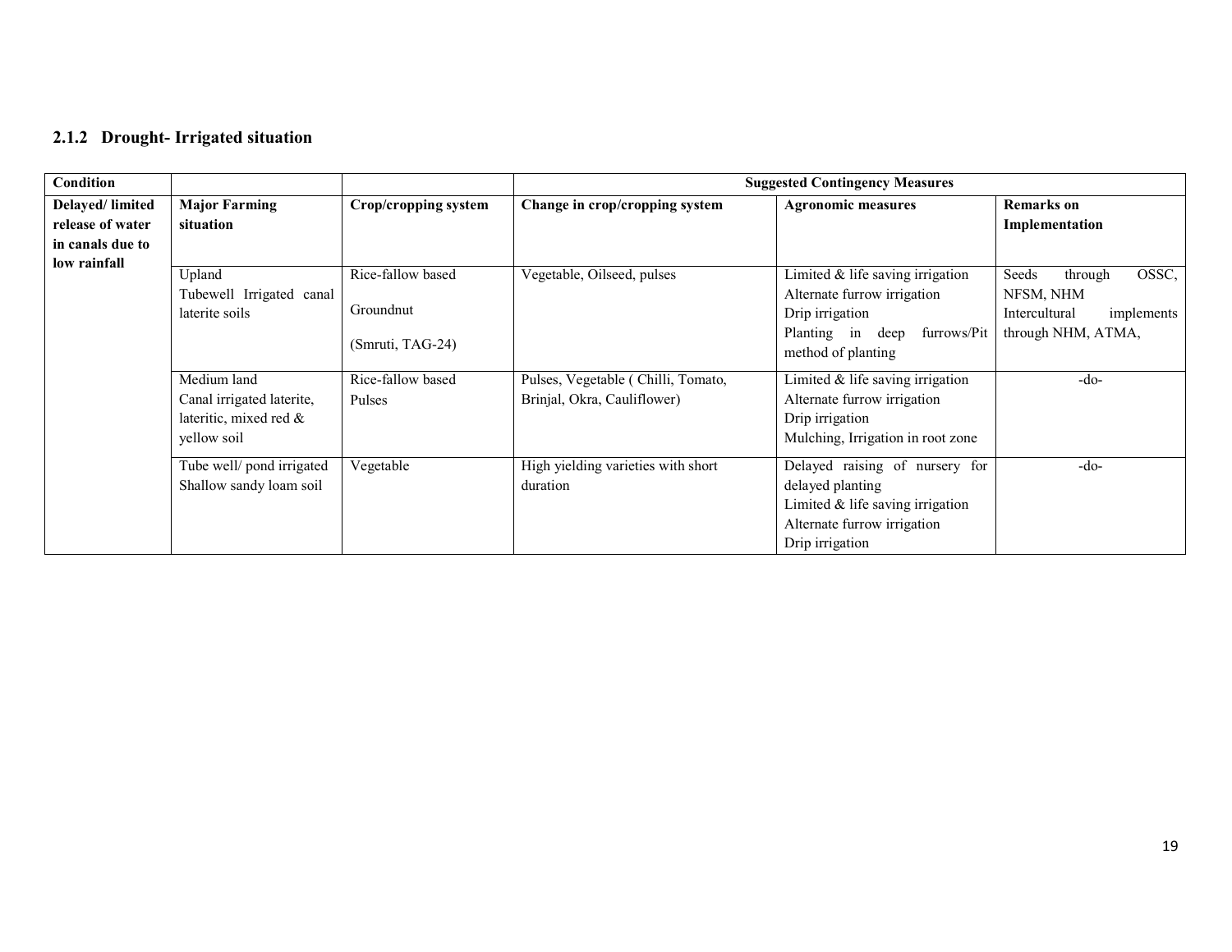### 2.1.2 Drought- Irrigated situation

| Condition | | | Suggested Contingency Measures | | |
|---|---|---|---|---|---|
| **Delayed/ limited release of water in canals due to low rainfall** | **Major Farming situation** | **Crop/cropping system** | **Change in crop/cropping system** | **Agronomic measures** | **Remarks on Implementation** |
| | Upland<br>Tubewell Irrigated canal laterite soils | Rice-fallow based<br><br>Groundnut<br><br>(Smruti, TAG-24) | Vegetable, Oilseed, pulses | Limited & life saving irrigation<br>Alternate furrow irrigation<br>Drip irrigation<br>Planting in deep furrows/Pit method of planting | Seeds through OSSC, NFSM, NHM<br>Intercultural implements through NHM, ATMA, |
| | Medium land<br>Canal irrigated laterite, lateritic, mixed red & yellow soil | Rice-fallow based<br>Pulses | Pulses, Vegetable ( Chilli, Tomato, Brinjal, Okra, Cauliflower) | Limited & life saving irrigation<br>Alternate furrow irrigation<br>Drip irrigation<br>Mulching, Irrigation in root zone | -do- |
| | Tube well/ pond irrigated<br>Shallow sandy loam soil | Vegetable | High yielding varieties with short duration | Delayed raising of nursery for delayed planting<br>Limited & life saving irrigation<br>Alternate furrow irrigation<br>Drip irrigation | -do- |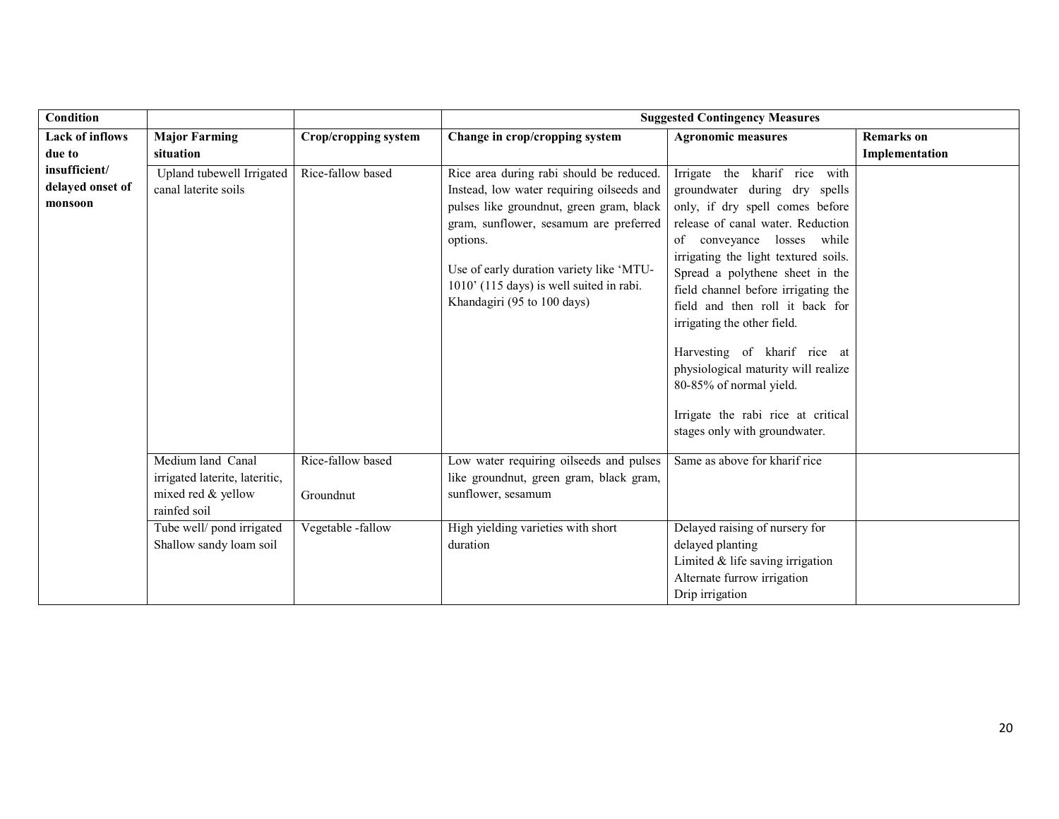| Condition | | | Suggested Contingency Measures | | |
|---|---|---|---|---|---|
| **Lack of inflows due to insufficient/ delayed onset of monsoon** | **Major Farming situation** | **Crop/cropping system** | **Change in crop/cropping system** | **Agronomic measures** | **Remarks on Implementation** |
| | Upland tubewell Irrigated canal laterite soils | Rice-fallow based | Rice area during rabi should be reduced. Instead, low water requiring oilseeds and pulses like groundnut, green gram, black gram, sunflower, sesamum are preferred options.<br><br>Use of early duration variety like 'MTU-1010' (115 days) is well suited in rabi. Khandagiri (95 to 100 days) | Irrigate the kharif rice with groundwater during dry spells only, if dry spell comes before release of canal water. Reduction of conveyance losses while irrigating the light textured soils. Spread a polythene sheet in the field channel before irrigating the field and then roll it back for irrigating the other field.<br><br>Harvesting of kharif rice at physiological maturity will realize 80-85% of normal yield.<br><br>Irrigate the rabi rice at critical stages only with groundwater. | |
| | Medium land Canal irrigated laterite, lateritic, mixed red & yellow rainfed soil | Rice-fallow based<br><br>Groundnut | Low water requiring oilseeds and pulses like groundnut, green gram, black gram, sunflower, sesamum | Same as above for kharif rice | |
| | Tube well/ pond irrigated Shallow sandy loam soil | Vegetable -fallow | High yielding varieties with short duration | Delayed raising of nursery for delayed planting<br>Limited & life saving irrigation<br>Alternate furrow irrigation<br>Drip irrigation | |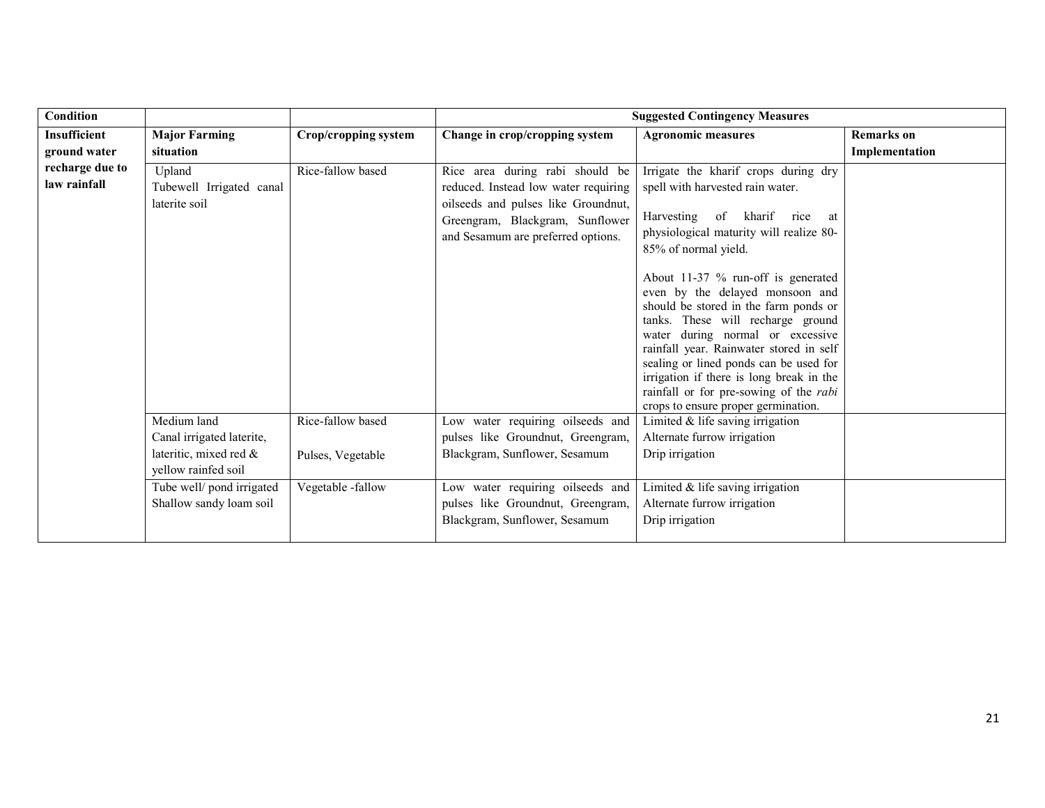| **Condition** | | | **Suggested Contingency Measures** | | |
|---|---|---|---|---|---|
| **Insufficient ground water recharge due to law rainfall** | **Major Farming situation** | **Crop/cropping system** | **Change in crop/cropping system** | **Agronomic measures** | **Remarks on Implementation** |
| | Upland<br>Tubewell Irrigated canal laterite soil | Rice-fallow based | Rice area during rabi should be reduced. Instead low water requiring oilseeds and pulses like Groundnut, Greengram, Blackgram, Sunflower and Sesamum are preferred options. | Irrigate the kharif crops during dry spell with harvested rain water.<br><br>Harvesting of kharif rice at physiological maturity will realize 80-85% of normal yield.<br><br>About 11-37 % run-off is generated even by the delayed monsoon and should be stored in the farm ponds or tanks. These will recharge ground water during normal or excessive rainfall year. Rainwater stored in self sealing or lined ponds can be used for irrigation if there is long break in the rainfall or for pre-sowing of the *rabi* crops to ensure proper germination. | |
| | Medium land<br>Canal irrigated laterite, lateritic, mixed red & yellow rainfed soil | Rice-fallow based<br><br>Pulses, Vegetable | Low water requiring oilseeds and pulses like Groundnut, Greengram, Blackgram, Sunflower, Sesamum | Limited & life saving irrigation<br>Alternate furrow irrigation<br>Drip irrigation | |
| | Tube well/ pond irrigated<br>Shallow sandy loam soil | Vegetable -fallow | Low water requiring oilseeds and pulses like Groundnut, Greengram, Blackgram, Sunflower, Sesamum | Limited & life saving irrigation<br>Alternate furrow irrigation<br>Drip irrigation | |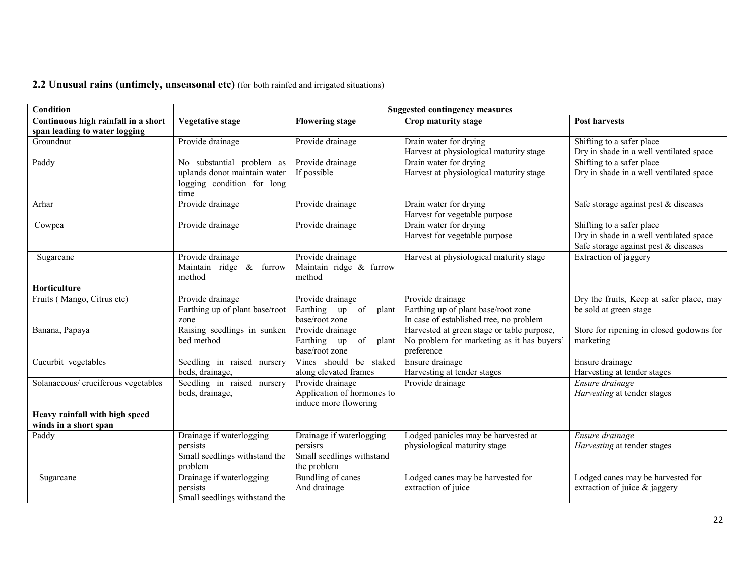**2.2 Unusual rains (untimely, unseasonal etc)** (for both rainfed and irrigated situations)

| Condition | Suggested contingency measures | | | |
|---|---|---|---|---|
| **Continuous high rainfall in a short span leading to water logging** | **Vegetative stage** | **Flowering stage** | **Crop maturity stage** | **Post harvests** |
| Groundnut | Provide drainage | Provide drainage | Drain water for drying<br>Harvest at physiological maturity stage | Shifting to a safer place<br>Dry in shade in a well ventilated space |
| Paddy | No substantial problem as uplands donot maintain water logging condition for long time | Provide drainage<br>If possible | Drain water for drying<br>Harvest at physiological maturity stage | Shifting to a safer place<br>Dry in shade in a well ventilated space |
| Arhar | Provide drainage | Provide drainage | Drain water for drying<br>Harvest for vegetable purpose | Safe storage against pest & diseases |
| Cowpea | Provide drainage | Provide drainage | Drain water for drying<br>Harvest for vegetable purpose | Shifting to a safer place<br>Dry in shade in a well ventilated space<br>Safe storage against pest & diseases |
| Sugarcane | Provide drainage<br>Maintain ridge & furrow method | Provide drainage<br>Maintain ridge & furrow method | Harvest at physiological maturity stage | Extraction of jaggery |
| **Horticulture** | | | | |
| Fruits ( Mango, Citrus etc) | Provide drainage<br>Earthing up of plant base/root zone | Provide drainage<br>Earthing up of plant base/root zone | Provide drainage<br>Earthing up of plant base/root zone<br>In case of established tree, no problem | Dry the fruits, Keep at safer place, may be sold at green stage |
| Banana, Papaya | Raising seedlings in sunken bed method | Provide drainage<br>Earthing up of plant base/root zone | Harvested at green stage or table purpose, No problem for marketing as it has buyers' preference | Store for ripening in closed godowns for marketing |
| Cucurbit vegetables | Seedling in raised nursery beds, drainage, | Vines should be staked along elevated frames | Ensure drainage<br>Harvesting at tender stages | Ensure drainage<br>Harvesting at tender stages |
| Solanaceous/ cruciferous vegetables | Seedling in raised nursery beds, drainage, | Provide drainage<br>Application of hormones to induce more flowering | Provide drainage | *Ensure drainage*<br>*Harvesting* at tender stages |
| **Heavy rainfall with high speed winds in a short span** | | | | |
| Paddy | Drainage if waterlogging persists<br>Small seedlings withstand the problem | Drainage if waterlogging persisrs<br>Small seedlings withstand the problem | Lodged panicles may be harvested at physiological maturity stage | *Ensure drainage*<br>*Harvesting* at tender stages |
| Sugarcane | Drainage if waterlogging persists<br>Small seedlings withstand the | Bundling of canes<br>And drainage | Lodged canes may be harvested for extraction of juice | Lodged canes may be harvested for extraction of juice & jaggery |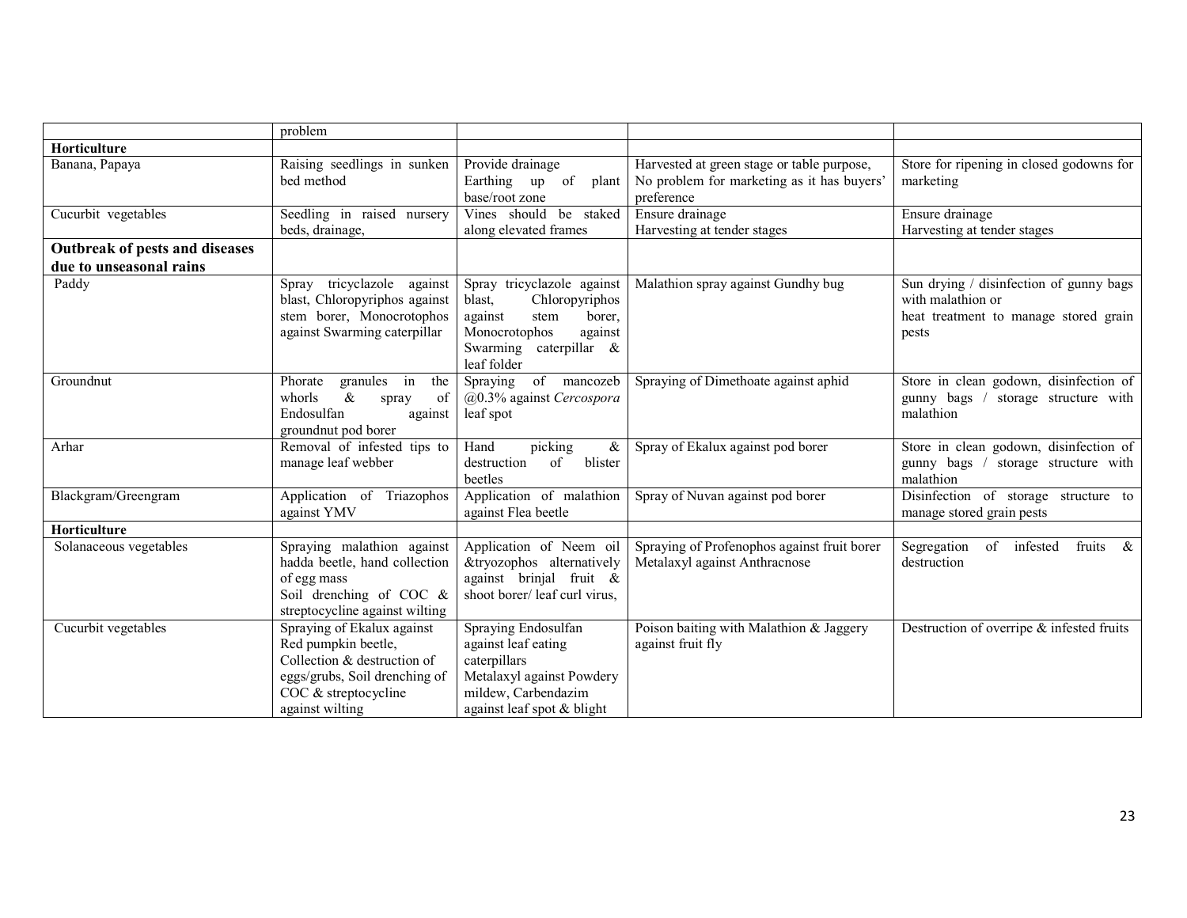|  |  |  |  |  |
|---|---|---|---|---|
|  | problem |  |  |  |
| **Horticulture** |  |  |  |  |
| Banana, Papaya | Raising seedlings in sunken bed method | Provide drainage Earthing up of plant base/root zone | Harvested at green stage or table purpose, No problem for marketing as it has buyers' preference | Store for ripening in closed godowns for marketing |
| Cucurbit vegetables | Seedling in raised nursery beds, drainage, | Vines should be staked along elevated frames | Ensure drainage Harvesting at tender stages | Ensure drainage Harvesting at tender stages |
| **Outbreak of pests and diseases due to unseasonal rains** |  |  |  |  |
| Paddy | Spray tricyclazole against blast, Chloropyriphos against stem borer, Monocrotophos against Swarming caterpillar | Spray tricyclazole against blast, Chloropyriphos against stem borer, Monocrotophos against Swarming caterpillar & leaf folder | Malathion spray against Gundhy bug | Sun drying / disinfection of gunny bags with malathion or heat treatment to manage stored grain pests |
| Groundnut | Phorate granules in the whorls & spray of Endosulfan against groundnut pod borer | Spraying of mancozeb @0.3% against *Cercospora* leaf spot | Spraying of Dimethoate against aphid | Store in clean godown, disinfection of gunny bags / storage structure with malathion |
| Arhar | Removal of infested tips to manage leaf webber | Hand picking & destruction of blister beetles | Spray of Ekalux against pod borer | Store in clean godown, disinfection of gunny bags / storage structure with malathion |
| Blackgram/Greengram | Application of Triazophos against YMV | Application of malathion against Flea beetle | Spray of Nuvan against pod borer | Disinfection of storage structure to manage stored grain pests |
| **Horticulture** |  |  |  |  |
| Solanaceous vegetables | Spraying malathion against hadda beetle, hand collection of egg mass Soil drenching of COC & streptocycline against wilting | Application of Neem oil &tryozophos alternatively against brinjal fruit & shoot borer/ leaf curl virus, | Spraying of Profenophos against fruit borer Metalaxyl against Anthracnose | Segregation of infested fruits & destruction |
| Cucurbit vegetables | Spraying of Ekalux against Red pumpkin beetle, Collection & destruction of eggs/grubs, Soil drenching of COC & streptocycline against wilting | Spraying Endosulfan against leaf eating caterpillars Metalaxyl against Powdery mildew, Carbendazim against leaf spot & blight | Poison baiting with Malathion & Jaggery against fruit fly | Destruction of overripe & infested fruits |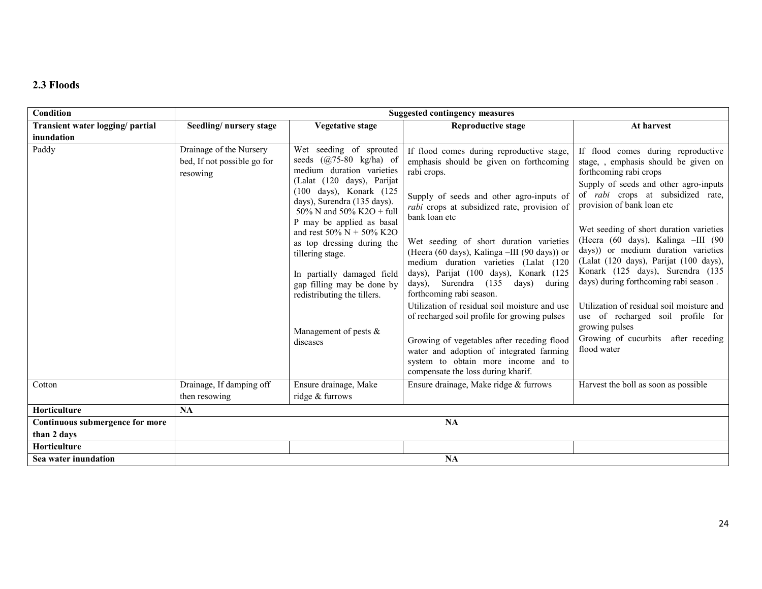### 2.3 Floods

| Condition | Suggested contingency measures | | | |
|---|---|---|---|---|
| **Transient water logging/ partial inundation** | **Seedling/ nursery stage** | **Vegetative stage** | **Reproductive stage** | **At harvest** |
| Paddy | Drainage of the Nursery bed, If not possible go for resowing | Wet seeding of sprouted seeds (@75-80 kg/ha) of medium duration varieties (Lalat (120 days), Parijat (100 days), Konark (125 days), Surendra (135 days). 50% N and 50% $K_2O$ + full P may be applied as basal and rest 50% N + 50% $K_2O$ as top dressing during the tillering stage.<br><br>In partially damaged field gap filling may be done by redistributing the tillers.<br><br>Management of pests & diseases | If flood comes during reproductive stage, emphasis should be given on forthcoming rabi crops.<br><br>Supply of seeds and other agro-inputs of *rabi* crops at subsidized rate, provision of bank loan etc<br><br>Wet seeding of short duration varieties (Heera (60 days), Kalinga –III (90 days)) or medium duration varieties (Lalat (120 days), Parijat (100 days), Konark (125 days), Surendra (135 days) during forthcoming rabi season.<br><br>Utilization of residual soil moisture and use of recharged soil profile for growing pulses<br><br>Growing of vegetables after receding flood water and adoption of integrated farming system to obtain more income and to compensate the loss during kharif. | If flood comes during reproductive stage, , emphasis should be given on forthcoming rabi crops<br><br>Supply of seeds and other agro-inputs of *rabi* crops at subsidized rate, provision of bank loan etc<br><br>Wet seeding of short duration varieties (Heera (60 days), Kalinga –III (90 days)) or medium duration varieties (Lalat (120 days), Parijat (100 days), Konark (125 days), Surendra (135 days) during forthcoming rabi season .<br><br>Utilization of residual soil moisture and use of recharged soil profile for growing pulses<br><br>Growing of cucurbits after receding flood water |
| Cotton | Drainage, If damping off then resowing | Ensure drainage, Make ridge & furrows | Ensure drainage, Make ridge & furrows | Harvest the boll as soon as possible |
| **Horticulture** | **NA** | | | |
| **Continuous submergence for more than 2 days** | **NA** | | | |
| **Horticulture** | | | | |
| **Sea water inundation** | **NA** | | | |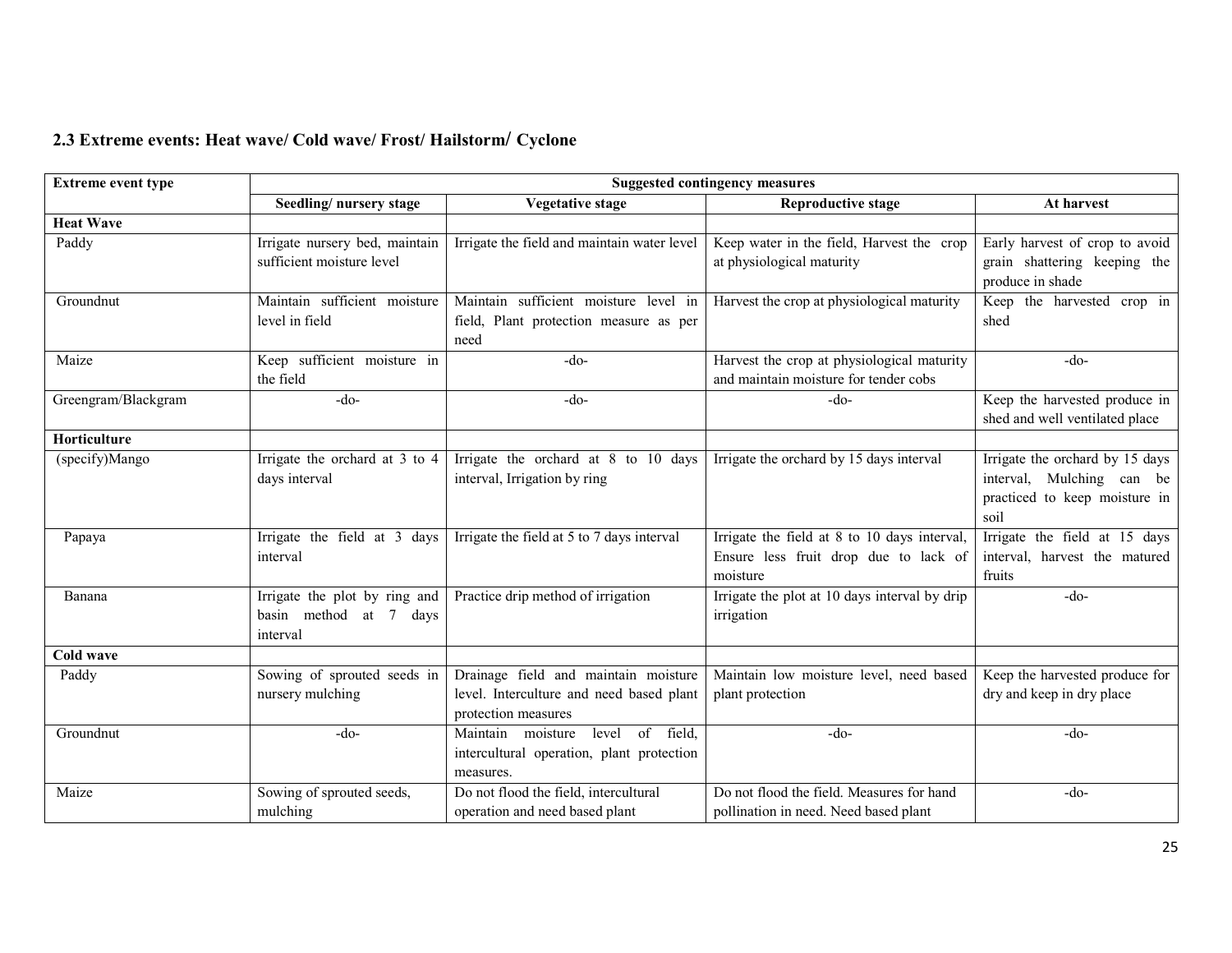### 2.3 Extreme events: Heat wave/ Cold wave/ Frost/ Hailstorm/ Cyclone

| Extreme event type | Suggested contingency measures | | | |
|---|---|---|---|---|
| | Seedling/ nursery stage | Vegetative stage | Reproductive stage | At harvest |
| **Heat Wave** | | | | |
| Paddy | Irrigate nursery bed, maintain sufficient moisture level | Irrigate the field and maintain water level | Keep water in the field, Harvest the crop at physiological maturity | Early harvest of crop to avoid grain shattering keeping the produce in shade |
| Groundnut | Maintain sufficient moisture level in field | Maintain sufficient moisture level in field, Plant protection measure as per need | Harvest the crop at physiological maturity | Keep the harvested crop in shed |
| Maize | Keep sufficient moisture in the field | -do- | Harvest the crop at physiological maturity and maintain moisture for tender cobs | -do- |
| Greengram/Blackgram | -do- | -do- | -do- | Keep the harvested produce in shed and well ventilated place |
| **Horticulture** | | | | |
| (specify)Mango | Irrigate the orchard at 3 to 4 days interval | Irrigate the orchard at 8 to 10 days interval, Irrigation by ring | Irrigate the orchard by 15 days interval | Irrigate the orchard by 15 days interval, Mulching can be practiced to keep moisture in soil |
| Papaya | Irrigate the field at 3 days interval | Irrigate the field at 5 to 7 days interval | Irrigate the field at 8 to 10 days interval, Ensure less fruit drop due to lack of moisture | Irrigate the field at 15 days interval, harvest the matured fruits |
| Banana | Irrigate the plot by ring and basin method at 7 days interval | Practice drip method of irrigation | Irrigate the plot at 10 days interval by drip irrigation | -do- |
| **Cold wave** | | | | |
| Paddy | Sowing of sprouted seeds in nursery mulching | Drainage field and maintain moisture level. Interculture and need based plant protection measures | Maintain low moisture level, need based plant protection | Keep the harvested produce for dry and keep in dry place |
| Groundnut | -do- | Maintain moisture level of field, intercultural operation, plant protection measures. | -do- | -do- |
| Maize | Sowing of sprouted seeds, mulching | Do not flood the field, intercultural operation and need based plant | Do not flood the field. Measures for hand pollination in need. Need based plant | -do- |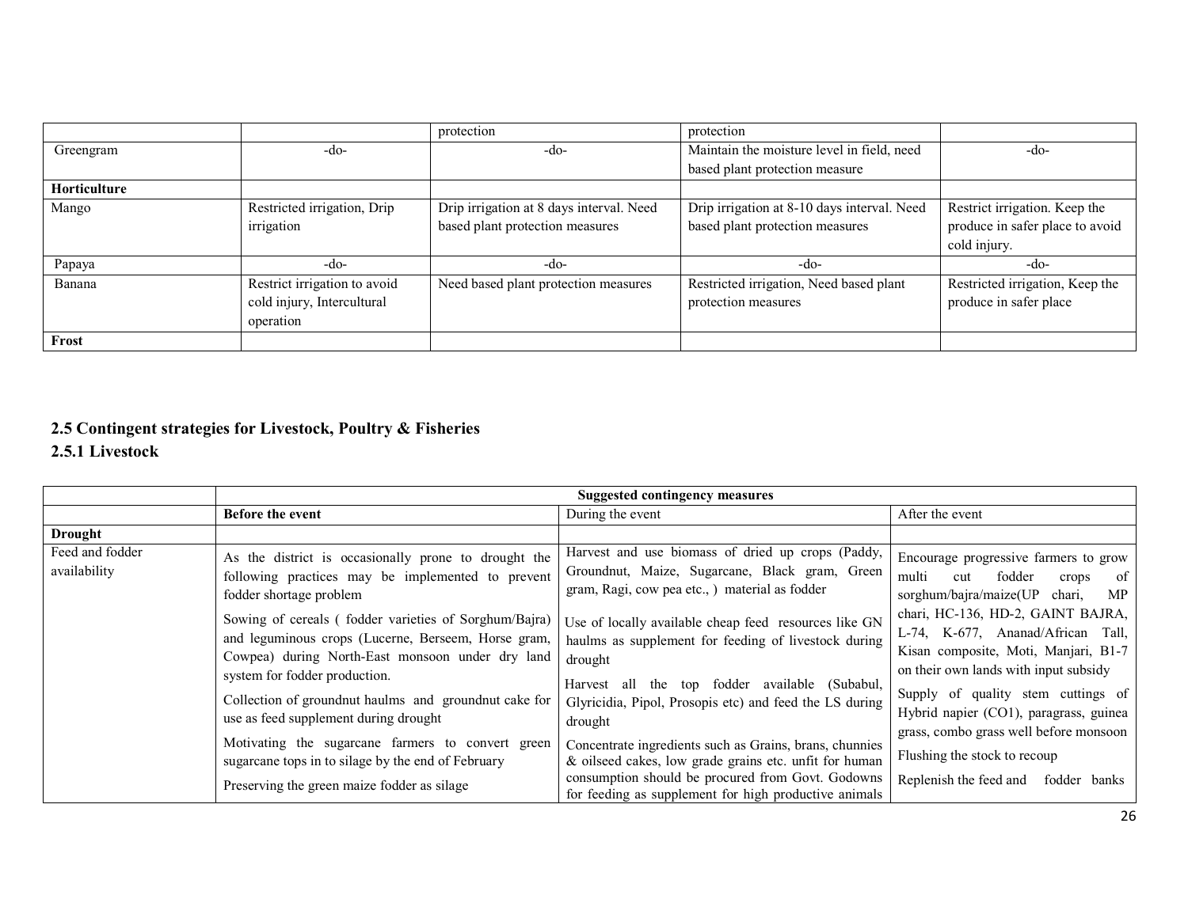| | | protection | protection | |
|---|---|---|---|---|
| Greengram | -do- | -do- | Maintain the moisture level in field, need based plant protection measure | -do- |
| **Horticulture** | | | | |
| Mango | Restricted irrigation, Drip irrigation | Drip irrigation at 8 days interval. Need based plant protection measures | Drip irrigation at 8-10 days interval. Need based plant protection measures | Restrict irrigation. Keep the produce in safer place to avoid cold injury. |
| Papaya | -do- | -do- | -do- | -do- |
| Banana | Restrict irrigation to avoid cold injury, Intercultural operation | Need based plant protection measures | Restricted irrigation, Need based plant protection measures | Restricted irrigation, Keep the produce in safer place |
| **Frost** | | | | |

## 2.5 Contingent strategies for Livestock, Poultry & Fisheries

### 2.5.1 Livestock

| | **Suggested contingency measures** | | |
|---|---|---|---|
| | **Before the event** | During the event | After the event |
| **Drought** | | | |
| Feed and fodder availability | As the district is occasionally prone to drought the following practices may be implemented to prevent fodder shortage problem<br><br>Sowing of cereals ( fodder varieties of Sorghum/Bajra) and leguminous crops (Lucerne, Berseem, Horse gram, Cowpea) during North-East monsoon under dry land system for fodder production.<br><br>Collection of groundnut haulms and groundnut cake for use as feed supplement during drought<br><br>Motivating the sugarcane farmers to convert green sugarcane tops in to silage by the end of February<br><br>Preserving the green maize fodder as silage | Harvest and use biomass of dried up crops (Paddy, Groundnut, Maize, Sugarcane, Black gram, Green gram, Ragi, cow pea etc., ) material as fodder<br><br>Use of locally available cheap feed resources like GN haulms as supplement for feeding of livestock during drought<br><br>Harvest all the top fodder available (Subabul, Glyricidia, Pipol, Prosopis etc) and feed the LS during drought<br><br>Concentrate ingredients such as Grains, brans, chunnies & oilseed cakes, low grade grains etc. unfit for human consumption should be procured from Govt. Godowns for feeding as supplement for high productive animals | Encourage progressive farmers to grow multi cut fodder crops of sorghum/bajra/maize(UP chari, MP chari, HC-136, HD-2, GAINT BAJRA, L-74, K-677, Ananad/African Tall, Kisan composite, Moti, Manjari, B1-7 on their own lands with input subsidy<br><br>Supply of quality stem cuttings of Hybrid napier (CO1), paragrass, guinea grass, combo grass well before monsoon<br><br>Flushing the stock to recoup<br><br>Replenish the feed and fodder banks |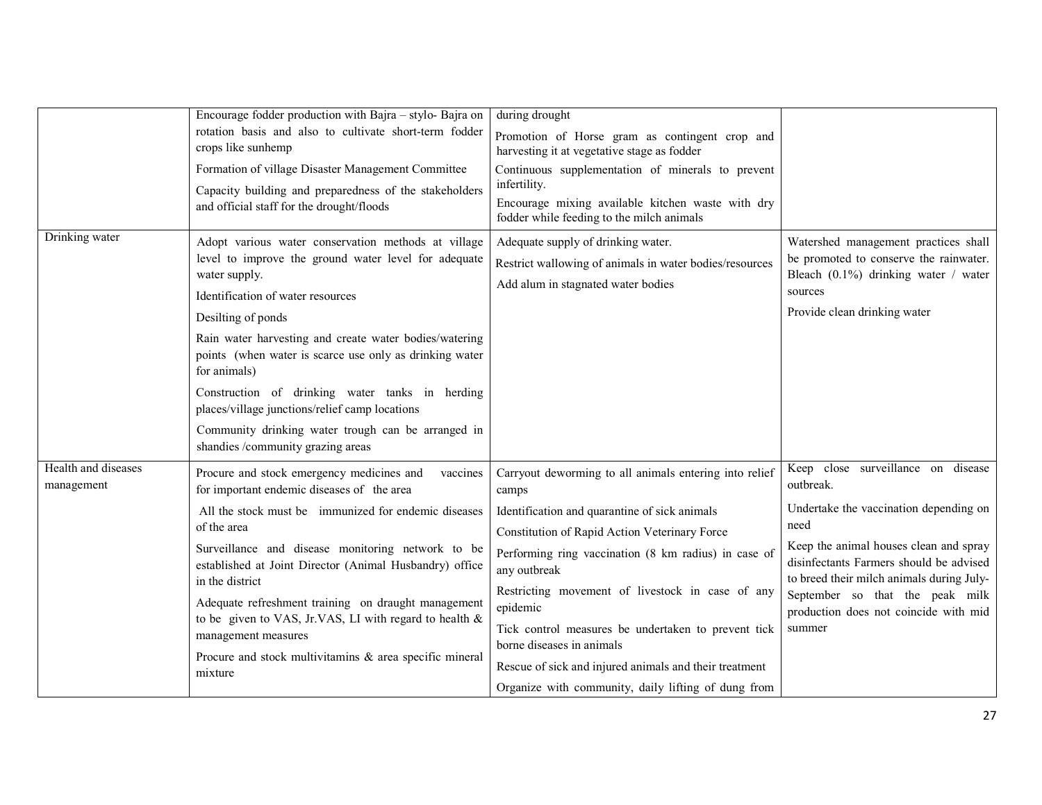| | | | |
|---|---|---|---|
| | Encourage fodder production with Bajra – stylo- Bajra on rotation basis and also to cultivate short-term fodder crops like sunhemp<br>Formation of village Disaster Management Committee<br>Capacity building and preparedness of the stakeholders and official staff for the drought/floods | during drought<br>Promotion of Horse gram as contingent crop and harvesting it at vegetative stage as fodder<br>Continuous supplementation of minerals to prevent infertility.<br>Encourage mixing available kitchen waste with dry fodder while feeding to the milch animals | |
| Drinking water | Adopt various water conservation methods at village level to improve the ground water level for adequate water supply.<br>Identification of water resources<br>Desilting of ponds<br>Rain water harvesting and create water bodies/watering points (when water is scarce use only as drinking water for animals)<br>Construction of drinking water tanks in herding places/village junctions/relief camp locations<br>Community drinking water trough can be arranged in shandies /community grazing areas | Adequate supply of drinking water.<br>Restrict wallowing of animals in water bodies/resources<br>Add alum in stagnated water bodies | Watershed management practices shall be promoted to conserve the rainwater. Bleach (0.1%) drinking water / water sources<br>Provide clean drinking water |
| Health and diseases management | Procure and stock emergency medicines and vaccines for important endemic diseases of the area<br>All the stock must be immunized for endemic diseases of the area<br>Surveillance and disease monitoring network to be established at Joint Director (Animal Husbandry) office in the district<br>Adequate refreshment training on draught management to be given to VAS, Jr.VAS, LI with regard to health & management measures<br>Procure and stock multivitamins & area specific mineral mixture | Carryout deworming to all animals entering into relief camps<br>Identification and quarantine of sick animals<br>Constitution of Rapid Action Veterinary Force<br>Performing ring vaccination (8 km radius) in case of any outbreak<br>Restricting movement of livestock in case of any epidemic<br>Tick control measures be undertaken to prevent tick borne diseases in animals<br>Rescue of sick and injured animals and their treatment<br>Organize with community, daily lifting of dung from | Keep close surveillance on disease outbreak.<br>Undertake the vaccination depending on need<br>Keep the animal houses clean and spray disinfectants Farmers should be advised to breed their milch animals during July-September so that the peak milk production does not coincide with mid summer |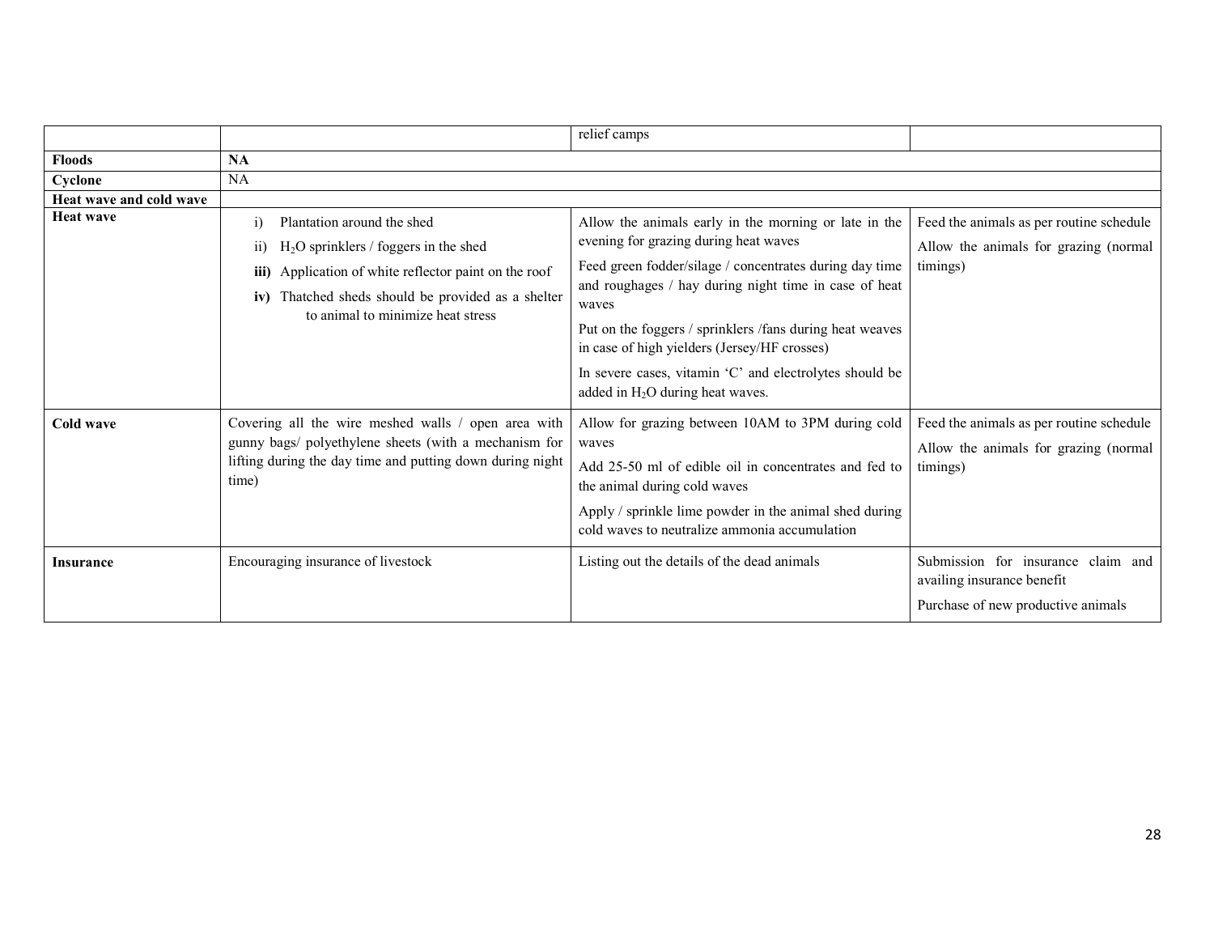| | | | |
|---|---|---|---|
| | | relief camps | |
| **Floods** | **NA** | | |
| **Cyclone** | NA | | |
| **Heat wave and cold wave** | | | |
| **Heat wave** | i) Plantation around the shed<br>ii) $H_2O$ sprinklers / foggers in the shed<br>**iii)** Application of white reflector paint on the roof<br>**iv)** Thatched sheds should be provided as a shelter to animal to minimize heat stress | Allow the animals early in the morning or late in the evening for grazing during heat waves<br>Feed green fodder/silage / concentrates during day time and roughages / hay during night time in case of heat waves<br>Put on the foggers / sprinklers /fans during heat weaves in case of high yielders (Jersey/HF crosses)<br>In severe cases, vitamin 'C' and electrolytes should be added in $H_2O$ during heat waves. | Feed the animals as per routine schedule<br>Allow the animals for grazing (normal timings) |
| **Cold wave** | Covering all the wire meshed walls / open area with gunny bags/ polyethylene sheets (with a mechanism for lifting during the day time and putting down during night time) | Allow for grazing between 10AM to 3PM during cold waves<br>Add 25-50 ml of edible oil in concentrates and fed to the animal during cold waves<br>Apply / sprinkle lime powder in the animal shed during cold waves to neutralize ammonia accumulation | Feed the animals as per routine schedule<br>Allow the animals for grazing (normal timings) |
| **Insurance** | Encouraging insurance of livestock | Listing out the details of the dead animals | Submission for insurance claim and availing insurance benefit<br>Purchase of new productive animals |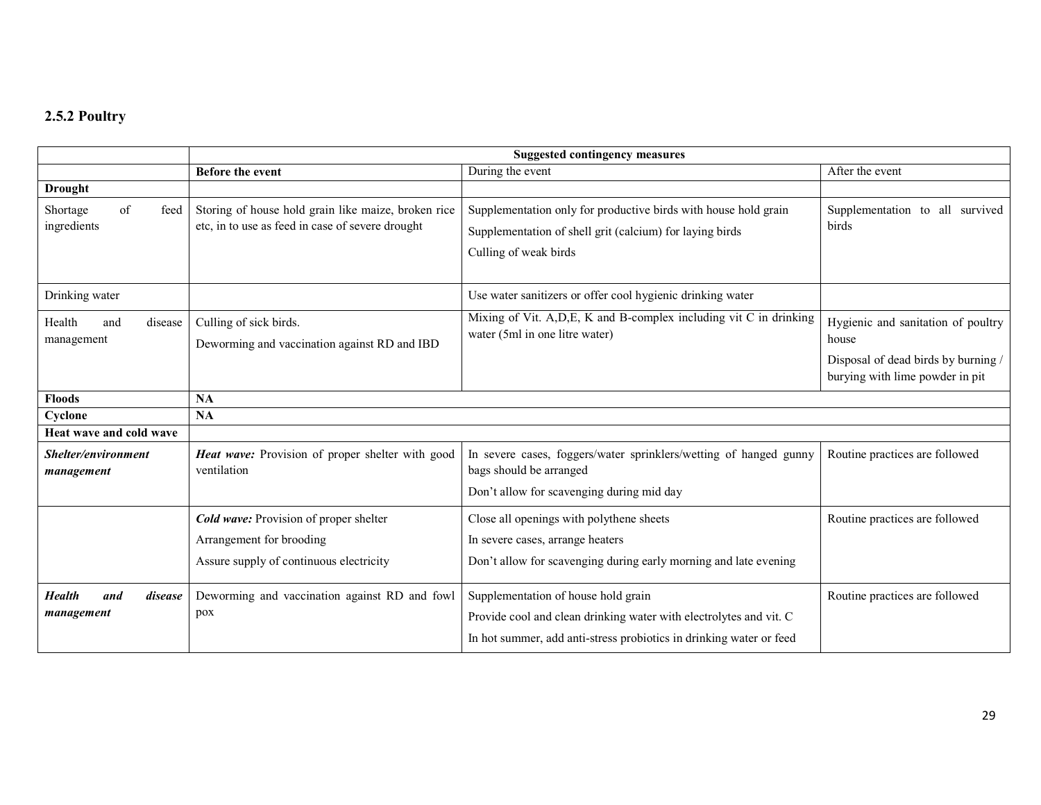### 2.5.2 Poultry

| | Suggested contingency measures | | |
|---|---|---|---|
| | **Before the event** | During the event | After the event |
| **Drought** | | | |
| Shortage of feed ingredients | Storing of house hold grain like maize, broken rice etc, in to use as feed in case of severe drought | Supplementation only for productive birds with house hold grain<br>Supplementation of shell grit (calcium) for laying birds<br>Culling of weak birds | Supplementation to all survived birds |
| Drinking water | | Use water sanitizers or offer cool hygienic drinking water | |
| Health and disease management | Culling of sick birds.<br>Deworming and vaccination against RD and IBD | Mixing of Vit. A,D,E, K and B-complex including vit C in drinking water (5ml in one litre water) | Hygienic and sanitation of poultry house<br>Disposal of dead birds by burning / burying with lime powder in pit |
| **Floods** | **NA** | | |
| **Cyclone** | **NA** | | |
| **Heat wave and cold wave** | | | |
| ***Shelter/environment management*** | ***Heat wave:*** Provision of proper shelter with good ventilation | In severe cases, foggers/water sprinklers/wetting of hanged gunny bags should be arranged<br>Don't allow for scavenging during mid day | Routine practices are followed |
| | ***Cold wave:*** Provision of proper shelter<br>Arrangement for brooding<br>Assure supply of continuous electricity | Close all openings with polythene sheets<br>In severe cases, arrange heaters<br>Don't allow for scavenging during early morning and late evening | Routine practices are followed |
| ***Health and disease management*** | Deworming and vaccination against RD and fowl pox | Supplementation of house hold grain<br>Provide cool and clean drinking water with electrolytes and vit. C<br>In hot summer, add anti-stress probiotics in drinking water or feed | Routine practices are followed |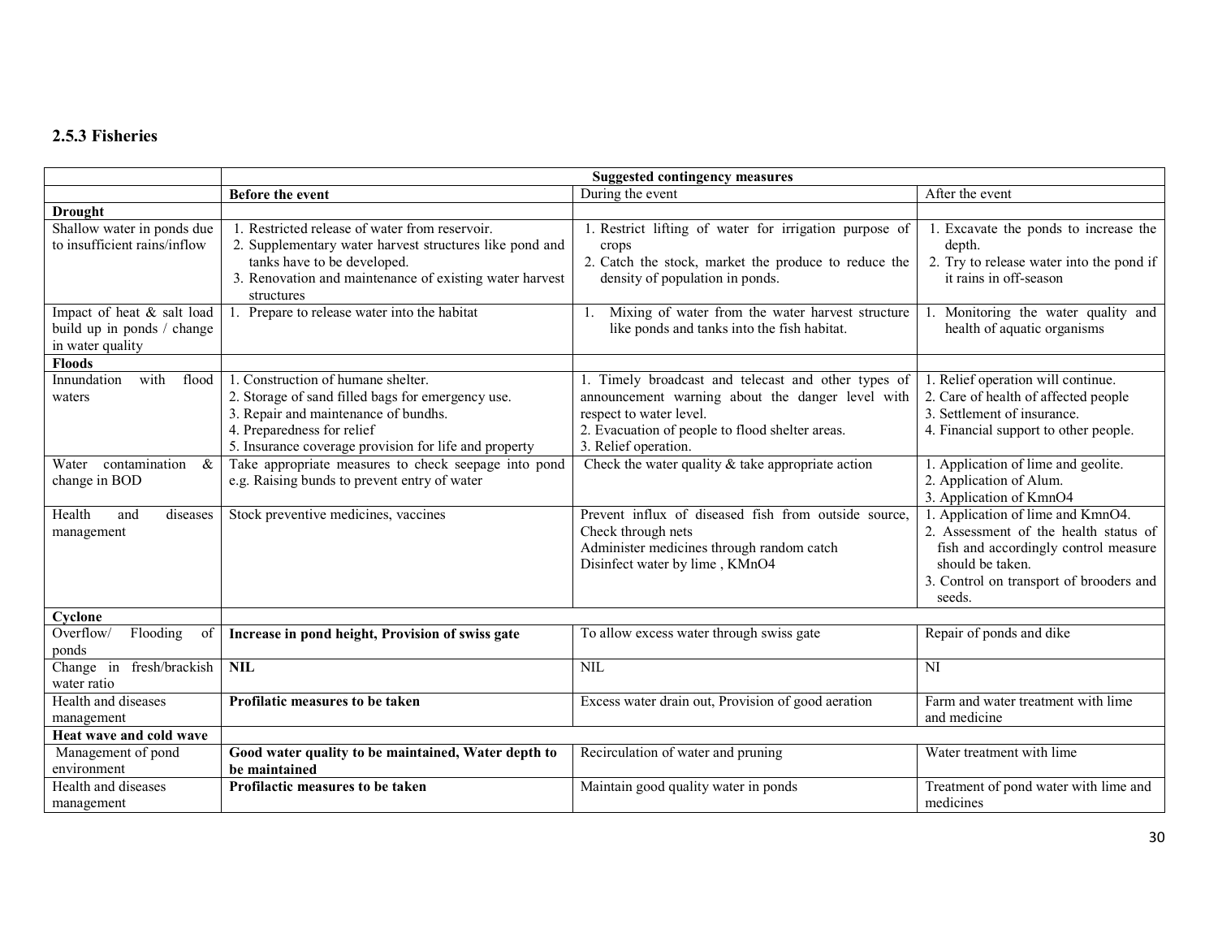### 2.5.3 Fisheries

| | Suggested contingency measures | | |
|---|---|---|---|
| | **Before the event** | During the event | After the event |
| **Drought** | | | |
| Shallow water in ponds due to insufficient rains/inflow | 1. Restricted release of water from reservoir.<br>2. Supplementary water harvest structures like pond and tanks have to be developed.<br>3. Renovation and maintenance of existing water harvest structures | 1. Restrict lifting of water for irrigation purpose of crops<br>2. Catch the stock, market the produce to reduce the density of population in ponds. | 1. Excavate the ponds to increase the depth.<br>2. Try to release water into the pond if it rains in off-season |
| Impact of heat & salt load build up in ponds / change in water quality | 1. Prepare to release water into the habitat | 1. Mixing of water from the water harvest structure like ponds and tanks into the fish habitat. | 1. Monitoring the water quality and health of aquatic organisms |
| **Floods** | | | |
| Innundation with flood waters | 1. Construction of humane shelter.<br>2. Storage of sand filled bags for emergency use.<br>3. Repair and maintenance of bundhs.<br>4. Preparedness for relief<br>5. Insurance coverage provision for life and property | 1. Timely broadcast and telecast and other types of announcement warning about the danger level with respect to water level.<br>2. Evacuation of people to flood shelter areas.<br>3. Relief operation. | 1. Relief operation will continue.<br>2. Care of health of affected people<br>3. Settlement of insurance.<br>4. Financial support to other people. |
| Water contamination & change in BOD | Take appropriate measures to check seepage into pond e.g. Raising bunds to prevent entry of water | Check the water quality & take appropriate action | 1. Application of lime and geolite.<br>2. Application of Alum.<br>3. Application of KmnO4 |
| Health and diseases management | Stock preventive medicines, vaccines | Prevent influx of diseased fish from outside source, Check through nets<br>Administer medicines through random catch<br>Disinfect water by lime , KMnO4 | 1. Application of lime and KmnO4.<br>2. Assessment of the health status of fish and accordingly control measure should be taken.<br>3. Control on transport of brooders and seeds. |
| **Cyclone** | | | |
| Overflow/ Flooding of ponds | **Increase in pond height, Provision of swiss gate** | To allow excess water through swiss gate | Repair of ponds and dike |
| Change in fresh/brackish water ratio | **NIL** | NIL | NI |
| Health and diseases management | **Profilatic measures to be taken** | Excess water drain out, Provision of good aeration | Farm and water treatment with lime and medicine |
| **Heat wave and cold wave** | | | |
| Management of pond environment | **Good water quality to be maintained, Water depth to be maintained** | Recirculation of water and pruning | Water treatment with lime |
| Health and diseases management | **Profilactic measures to be taken** | Maintain good quality water in ponds | Treatment of pond water with lime and medicines |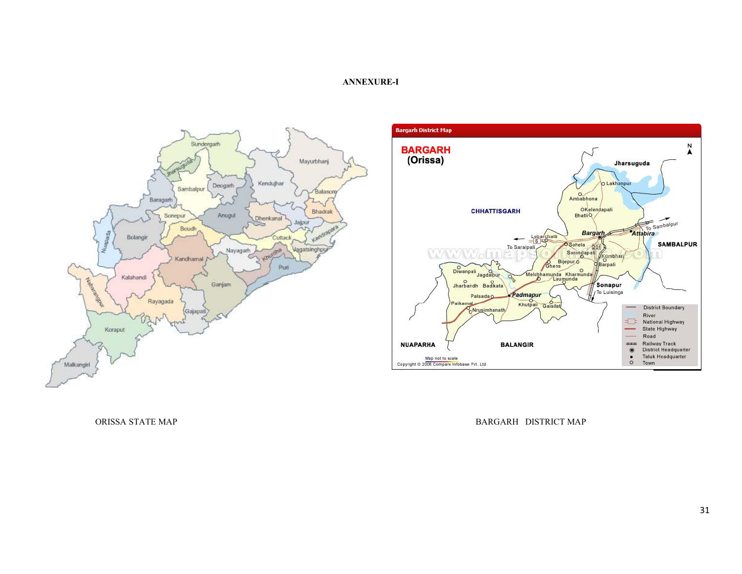# ANNEXURE-I

ORISSA STATE MAP

BARGARH DISTRICT MAP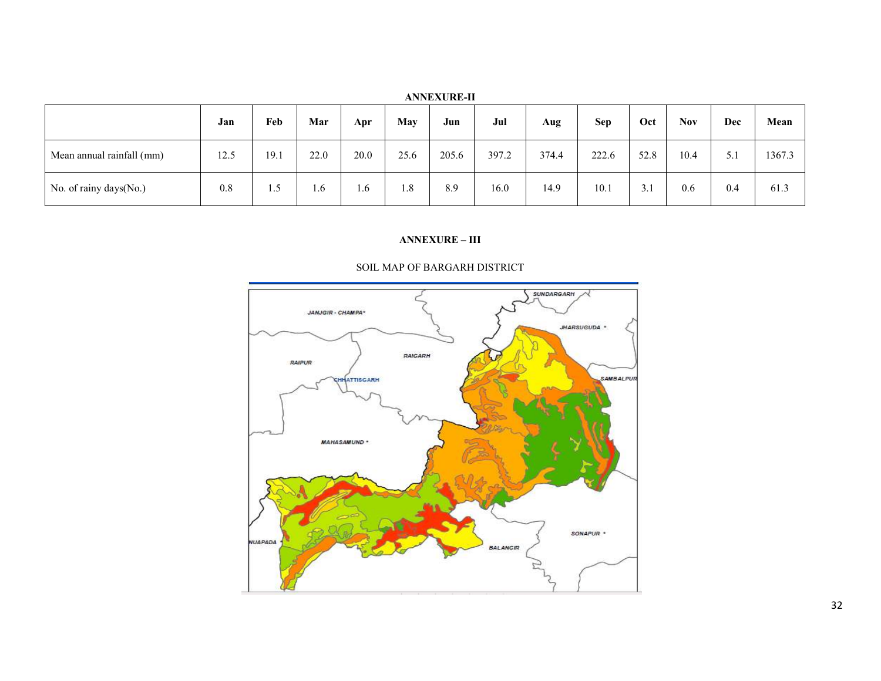## ANNEXURE-II

| | Jan | Feb | Mar | Apr | May | Jun | Jul | Aug | Sep | Oct | Nov | Dec | Mean |
|---|---|---|---|---|---|---|---|---|---|---|---|---|---|
| Mean annual rainfall (mm) | 12.5 | 19.1 | 22.0 | 20.0 | 25.6 | 205.6 | 397.2 | 374.4 | 222.6 | 52.8 | 10.4 | 5.1 | 1367.3 |
| No. of rainy days(No.) | 0.8 | 1.5 | 1.6 | 1.6 | 1.8 | 8.9 | 16.0 | 14.9 | 10.1 | 3.1 | 0.6 | 0.4 | 61.3 |

## ANNEXURE – III

SOIL MAP OF BARGARH DISTRICT

SUNDARGARH
JANJGIR - CHAMPA*
JHARSUGUDA *
RAIGARH
RAIPUR
SAMBALPUR
CHHATTISGARH
MAHASAMUND *
SONAPUR *
NUAPADA
BALANGIR